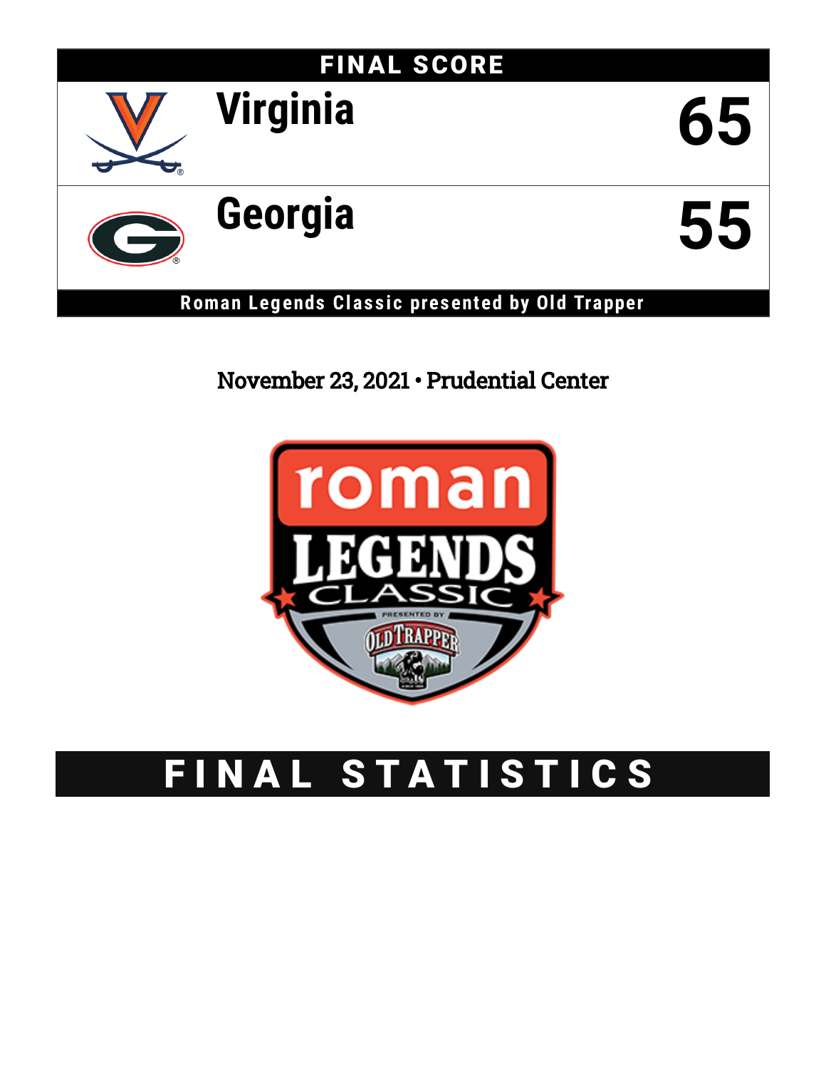## FINAL SCORE

| | |
|---|---|
| Virginia | 65 |
| Georgia | 55 |

**Roman Legends Classic presented by Old Trapper**

November 23, 2021 • Prudential Center

# FINAL STATISTICS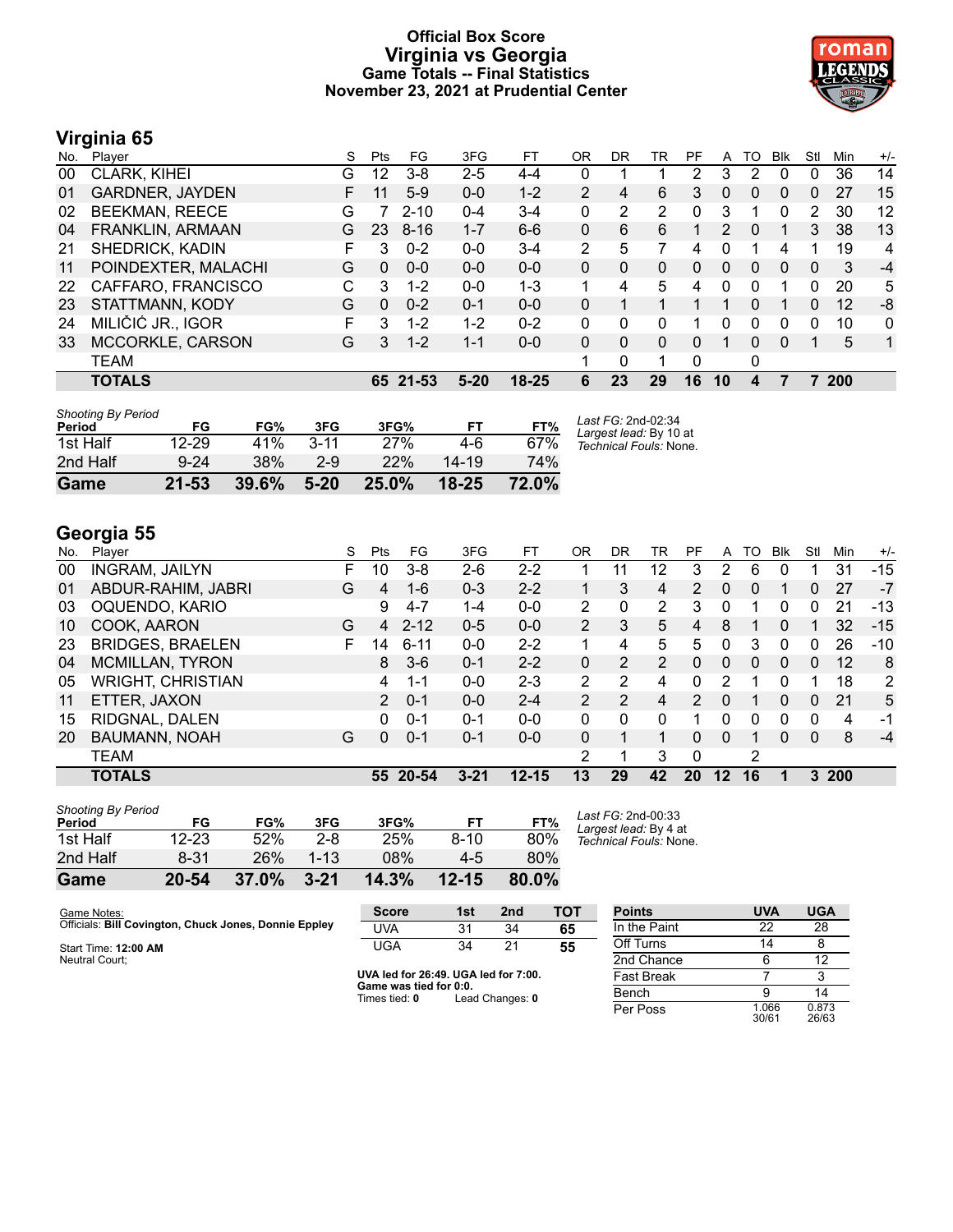# Official Box Score
## Virginia vs Georgia
### Game Totals -- Final Statistics
### November 23, 2021 at Prudential Center

## Virginia 65

| No. | Player | S | Pts | FG | 3FG | FT | OR | DR | TR | PF | A | TO | Blk | Stl | Min | +/- |
|---|---|---|---|---|---|---|---|---|---|---|---|---|---|---|---|---|
| 00 | CLARK, KIHEI | G | 12 | 3-8 | 2-5 | 4-4 | 0 | 1 | 1 | 2 | 3 | 2 | 0 | 0 | 36 | 14 |
| 01 | GARDNER, JAYDEN | F | 11 | 5-9 | 0-0 | 1-2 | 2 | 4 | 6 | 3 | 0 | 0 | 0 | 0 | 27 | 15 |
| 02 | BEEKMAN, REECE | G | 7 | 2-10 | 0-4 | 3-4 | 0 | 2 | 2 | 0 | 3 | 1 | 0 | 2 | 30 | 12 |
| 04 | FRANKLIN, ARMAAN | G | 23 | 8-16 | 1-7 | 6-6 | 0 | 6 | 6 | 1 | 2 | 0 | 1 | 3 | 38 | 13 |
| 21 | SHEDRICK, KADIN | F | 3 | 0-2 | 0-0 | 3-4 | 2 | 5 | 7 | 4 | 0 | 1 | 4 | 1 | 19 | 4 |
| 11 | POINDEXTER, MALACHI | G | 0 | 0-0 | 0-0 | 0-0 | 0 | 0 | 0 | 0 | 0 | 0 | 0 | 0 | 3 | -4 |
| 22 | CAFFARO, FRANCISCO | C | 3 | 1-2 | 0-0 | 1-3 | 1 | 4 | 5 | 4 | 0 | 0 | 1 | 0 | 20 | 5 |
| 23 | STATTMANN, KODY | G | 0 | 0-2 | 0-1 | 0-0 | 0 | 1 | 1 | 1 | 1 | 0 | 1 | 0 | 12 | -8 |
| 24 | MILIČIĆ JR., IGOR | F | 3 | 1-2 | 1-2 | 0-2 | 0 | 0 | 0 | 1 | 0 | 0 | 0 | 0 | 10 | 0 |
| 33 | MCCORKLE, CARSON | G | 3 | 1-2 | 1-1 | 0-0 | 0 | 0 | 0 | 0 | 1 | 0 | 0 | 1 | 5 | 1 |
| | TEAM | | | | | | 1 | 0 | 1 | 0 | | 0 | | | | |
| | **TOTALS** | | **65** | **21-53** | **5-20** | **18-25** | **6** | **23** | **29** | **16** | **10** | **4** | **7** | **7** | **200** | |

*Shooting By Period*

| Period | FG | FG% | 3FG | 3FG% | FT | FT% |
|---|---|---|---|---|---|---|
| 1st Half | 12-29 | 41% | 3-11 | 27% | 4-6 | 67% |
| 2nd Half | 9-24 | 38% | 2-9 | 22% | 14-19 | 74% |
| **Game** | **21-53** | **39.6%** | **5-20** | **25.0%** | **18-25** | **72.0%** |

*Last FG:* 2nd-02:34
*Largest lead:* By 10 at
*Technical Fouls:* None.

## Georgia 55

| No. | Player | S | Pts | FG | 3FG | FT | OR | DR | TR | PF | A | TO | Blk | Stl | Min | +/- |
|---|---|---|---|---|---|---|---|---|---|---|---|---|---|---|---|---|
| 00 | INGRAM, JAILYN | F | 10 | 3-8 | 2-6 | 2-2 | 1 | 11 | 12 | 3 | 2 | 6 | 0 | 1 | 31 | -15 |
| 01 | ABDUR-RAHIM, JABRI | G | 4 | 1-6 | 0-3 | 2-2 | 1 | 3 | 4 | 2 | 0 | 0 | 1 | 0 | 27 | -7 |
| 03 | OQUENDO, KARIO | | 9 | 4-7 | 1-4 | 0-0 | 2 | 0 | 2 | 3 | 0 | 1 | 0 | 0 | 21 | -13 |
| 10 | COOK, AARON | G | 4 | 2-12 | 0-5 | 0-0 | 2 | 3 | 5 | 4 | 8 | 1 | 0 | 1 | 32 | -15 |
| 23 | BRIDGES, BRAELEN | F | 14 | 6-11 | 0-0 | 2-2 | 1 | 4 | 5 | 5 | 0 | 3 | 0 | 0 | 26 | -10 |
| 04 | MCMILLAN, TYRON | | 8 | 3-6 | 0-1 | 2-2 | 0 | 2 | 2 | 0 | 0 | 0 | 0 | 0 | 12 | 8 |
| 05 | WRIGHT, CHRISTIAN | | 4 | 1-1 | 0-0 | 2-3 | 2 | 2 | 4 | 0 | 2 | 1 | 0 | 1 | 18 | 2 |
| 11 | ETTER, JAXON | | 2 | 0-1 | 0-0 | 2-4 | 2 | 2 | 4 | 2 | 0 | 1 | 0 | 0 | 21 | 5 |
| 15 | RIDGNAL, DALEN | | 0 | 0-1 | 0-1 | 0-0 | 0 | 0 | 0 | 1 | 0 | 0 | 0 | 0 | 4 | -1 |
| 20 | BAUMANN, NOAH | G | 0 | 0-1 | 0-1 | 0-0 | 0 | 1 | 1 | 0 | 0 | 1 | 0 | 0 | 8 | -4 |
| | TEAM | | | | | | 2 | 1 | 3 | 0 | | 2 | | | | |
| | **TOTALS** | | **55** | **20-54** | **3-21** | **12-15** | **13** | **29** | **42** | **20** | **12** | **16** | **1** | **3** | **200** | |

*Shooting By Period*

| Period | FG | FG% | 3FG | 3FG% | FT | FT% |
|---|---|---|---|---|---|---|
| 1st Half | 12-23 | 52% | 2-8 | 25% | 8-10 | 80% |
| 2nd Half | 8-31 | 26% | 1-13 | 08% | 4-5 | 80% |
| **Game** | **20-54** | **37.0%** | **3-21** | **14.3%** | **12-15** | **80.0%** |

*Last FG:* 2nd-00:33
*Largest lead:* By 4 at
*Technical Fouls:* None.

Game Notes:
Officials: **Bill Covington, Chuck Jones, Donnie Eppley**

Start Time: **12:00 AM**
Neutral Court;

| Score | 1st | 2nd | TOT |
|---|---|---|---|
| UVA | 31 | 34 | **65** |
| UGA | 34 | 21 | **55** |

**UVA led for 26:49. UGA led for 7:00.**
**Game was tied for 0:0.**
Times tied: **0** Lead Changes: **0**

| Points | UVA | UGA |
|---|---|---|
| In the Paint | 22 | 28 |
| Off Turns | 14 | 8 |
| 2nd Chance | 6 | 12 |
| Fast Break | 7 | 3 |
| Bench | 9 | 14 |
| Per Poss | 1.066 30/61 | 0.873 26/63 |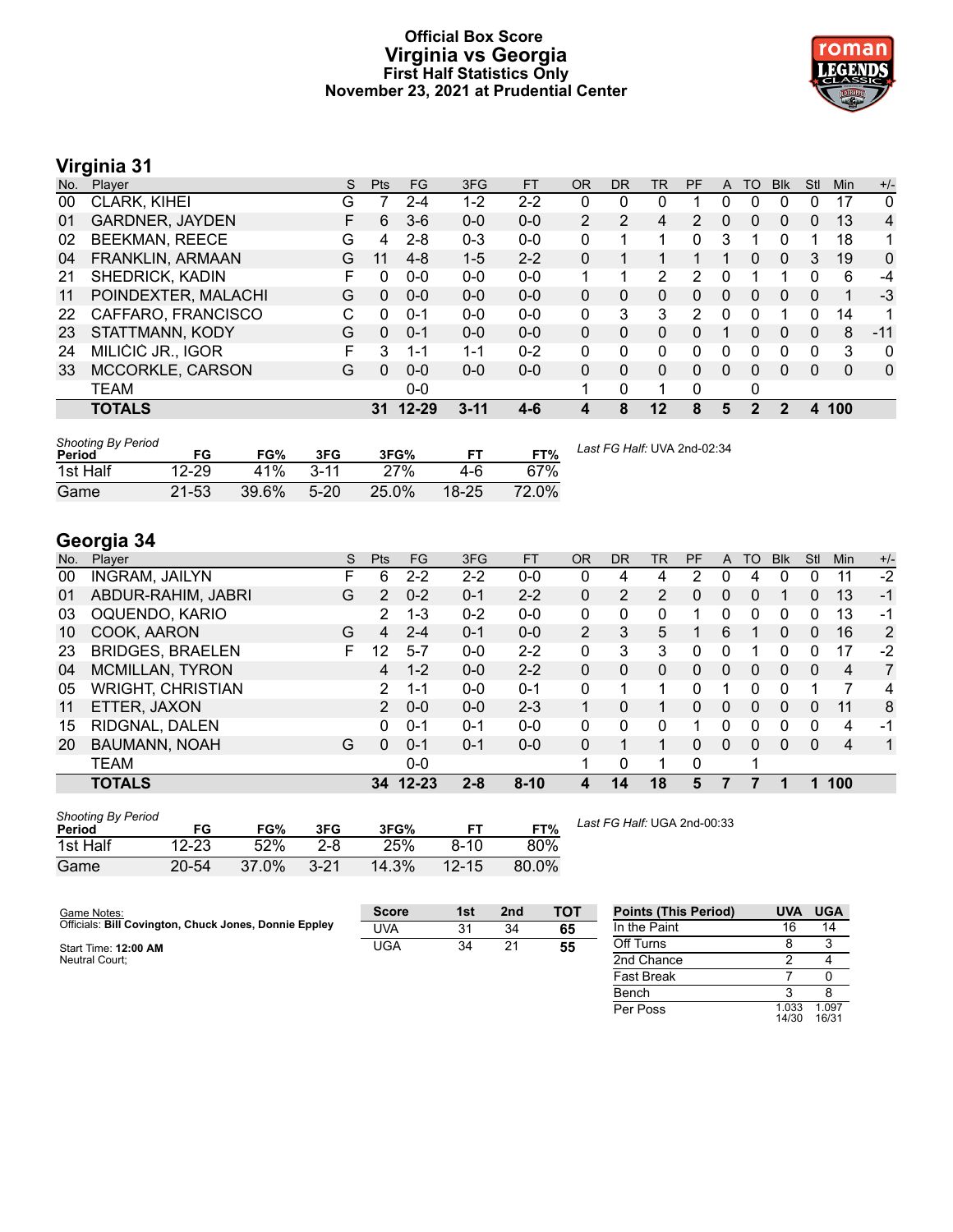# Official Box Score
# Virginia vs Georgia
### First Half Statistics Only
### November 23, 2021 at Prudential Center

## Virginia 31

| No. | Player | S | Pts | FG | 3FG | FT | OR | DR | TR | PF | A | TO | Blk | Stl | Min | +/- |
|---|---|---|---|---|---|---|---|---|---|---|---|---|---|---|---|---|
| 00 | CLARK, KIHEI | G | 7 | 2-4 | 1-2 | 2-2 | 0 | 0 | 0 | 1 | 0 | 0 | 0 | 0 | 17 | 0 |
| 01 | GARDNER, JAYDEN | F | 6 | 3-6 | 0-0 | 0-0 | 2 | 2 | 4 | 2 | 0 | 0 | 0 | 0 | 13 | 4 |
| 02 | BEEKMAN, REECE | G | 4 | 2-8 | 0-3 | 0-0 | 0 | 1 | 1 | 0 | 3 | 1 | 0 | 1 | 18 | 1 |
| 04 | FRANKLIN, ARMAAN | G | 11 | 4-8 | 1-5 | 2-2 | 0 | 1 | 1 | 1 | 1 | 0 | 0 | 3 | 19 | 0 |
| 21 | SHEDRICK, KADIN | F | 0 | 0-0 | 0-0 | 0-0 | 1 | 1 | 2 | 2 | 0 | 1 | 1 | 0 | 6 | -4 |
| 11 | POINDEXTER, MALACHI | G | 0 | 0-0 | 0-0 | 0-0 | 0 | 0 | 0 | 0 | 0 | 0 | 0 | 0 | 1 | -3 |
| 22 | CAFFARO, FRANCISCO | C | 0 | 0-1 | 0-0 | 0-0 | 0 | 3 | 3 | 2 | 0 | 0 | 1 | 0 | 14 | 1 |
| 23 | STATTMANN, KODY | G | 0 | 0-1 | 0-0 | 0-0 | 0 | 0 | 0 | 0 | 1 | 0 | 0 | 0 | 8 | -11 |
| 24 | MILICIC JR., IGOR | F | 3 | 1-1 | 1-1 | 0-2 | 0 | 0 | 0 | 0 | 0 | 0 | 0 | 0 | 3 | 0 |
| 33 | MCCORKLE, CARSON | G | 0 | 0-0 | 0-0 | 0-0 | 0 | 0 | 0 | 0 | 0 | 0 | 0 | 0 | 0 | 0 |
| | TEAM | | | 0-0 | | | 1 | 0 | 1 | 0 | | 0 | | | | |
| | **TOTALS** | | **31** | **12-29** | **3-11** | **4-6** | **4** | **8** | **12** | **8** | **5** | **2** | **2** | **4** | **100** | |

*Shooting By Period*

| Period | FG | FG% | 3FG | 3FG% | FT | FT% |
|---|---|---|---|---|---|---|
| 1st Half | 12-29 | 41% | 3-11 | 27% | 4-6 | 67% |
| Game | 21-53 | 39.6% | 5-20 | 25.0% | 18-25 | 72.0% |

*Last FG Half:* UVA 2nd-02:34

## Georgia 34

| No. | Player | S | Pts | FG | 3FG | FT | OR | DR | TR | PF | A | TO | Blk | Stl | Min | +/- |
|---|---|---|---|---|---|---|---|---|---|---|---|---|---|---|---|---|
| 00 | INGRAM, JAILYN | F | 6 | 2-2 | 2-2 | 0-0 | 0 | 4 | 4 | 2 | 0 | 4 | 0 | 0 | 11 | -2 |
| 01 | ABDUR-RAHIM, JABRI | G | 2 | 0-2 | 0-1 | 2-2 | 0 | 2 | 2 | 0 | 0 | 0 | 1 | 0 | 13 | -1 |
| 03 | OQUENDO, KARIO | | 2 | 1-3 | 0-2 | 0-0 | 0 | 0 | 0 | 1 | 0 | 0 | 0 | 0 | 13 | -1 |
| 10 | COOK, AARON | G | 4 | 2-4 | 0-1 | 0-0 | 2 | 3 | 5 | 1 | 6 | 1 | 0 | 0 | 16 | 2 |
| 23 | BRIDGES, BRAELEN | F | 12 | 5-7 | 0-0 | 2-2 | 0 | 3 | 3 | 0 | 0 | 1 | 0 | 0 | 17 | -2 |
| 04 | MCMILLAN, TYRON | | 4 | 1-2 | 0-0 | 2-2 | 0 | 0 | 0 | 0 | 0 | 0 | 0 | 0 | 4 | 7 |
| 05 | WRIGHT, CHRISTIAN | | 2 | 1-1 | 0-0 | 0-1 | 0 | 1 | 1 | 0 | 1 | 0 | 0 | 1 | 7 | 4 |
| 11 | ETTER, JAXON | | 2 | 0-0 | 0-0 | 2-3 | 1 | 0 | 1 | 0 | 0 | 0 | 0 | 0 | 11 | 8 |
| 15 | RIDGNAL, DALEN | | 0 | 0-1 | 0-1 | 0-0 | 0 | 0 | 0 | 1 | 0 | 0 | 0 | 0 | 4 | -1 |
| 20 | BAUMANN, NOAH | G | 0 | 0-1 | 0-1 | 0-0 | 0 | 1 | 1 | 0 | 0 | 0 | 0 | 0 | 4 | 1 |
| | TEAM | | | 0-0 | | | 1 | 0 | 1 | 0 | | 1 | | | | |
| | **TOTALS** | | **34** | **12-23** | **2-8** | **8-10** | **4** | **14** | **18** | **5** | **7** | **7** | **1** | **1** | **100** | |

*Shooting By Period*

| Period | FG | FG% | 3FG | 3FG% | FT | FT% |
|---|---|---|---|---|---|---|
| 1st Half | 12-23 | 52% | 2-8 | 25% | 8-10 | 80% |
| Game | 20-54 | 37.0% | 3-21 | 14.3% | 12-15 | 80.0% |

*Last FG Half:* UGA 2nd-00:33

Game Notes:
Officials: **Bill Covington, Chuck Jones, Donnie Eppley**

Start Time: **12:00 AM**
Neutral Court;

| Score | 1st | 2nd | TOT |
|---|---|---|---|
| UVA | 31 | 34 | **65** |
| UGA | 34 | 21 | **55** |

| Points (This Period) | UVA | UGA |
|---|---|---|
| In the Paint | 16 | 14 |
| Off Turns | 8 | 3 |
| 2nd Chance | 2 | 4 |
| Fast Break | 7 | 0 |
| Bench | 3 | 8 |
| Per Poss | 1.033 14/30 | 1.097 16/31 |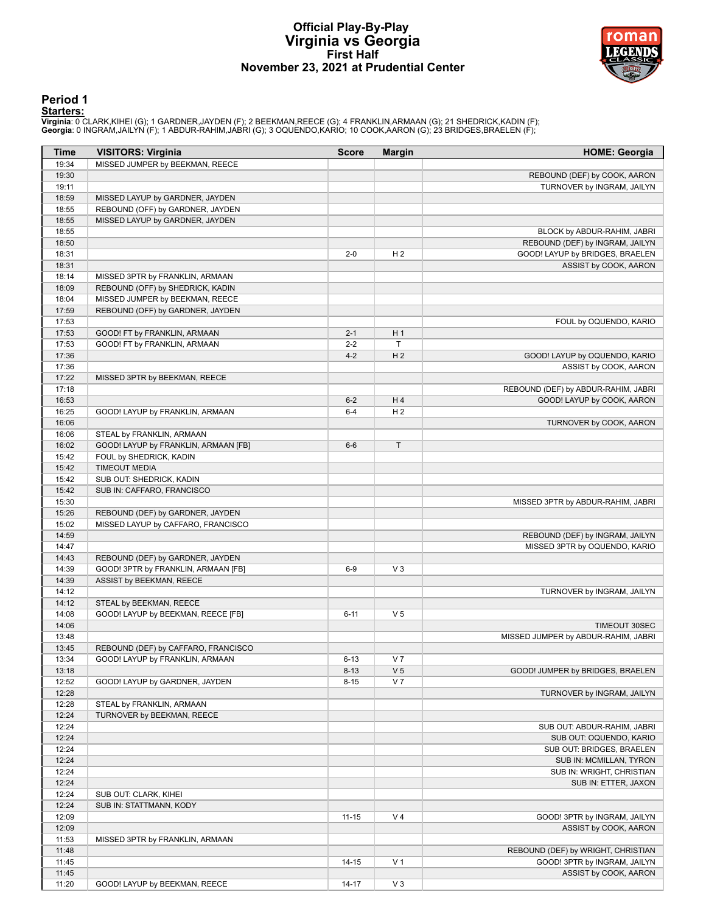# Official Play-By-Play
# Virginia vs Georgia
## First Half
## November 23, 2021 at Prudential Center

### Period 1

**Starters:**

**Virginia**: 0 CLARK,KIHEI (G); 1 GARDNER,JAYDEN (F); 2 BEEKMAN,REECE (G); 4 FRANKLIN,ARMAAN (G); 21 SHEDRICK,KADIN (F);
**Georgia**: 0 INGRAM,JAILYN (F); 1 ABDUR-RAHIM,JABRI (G); 3 OQUENDO,KARIO; 10 COOK,AARON (G); 23 BRIDGES,BRAELEN (F);

| Time | VISITORS: Virginia | Score | Margin | HOME: Georgia |
|---|---|---|---|---|
| 19:34 | MISSED JUMPER by BEEKMAN, REECE | | | |
| 19:30 | | | | REBOUND (DEF) by COOK, AARON |
| 19:11 | | | | TURNOVER by INGRAM, JAILYN |
| 18:59 | MISSED LAYUP by GARDNER, JAYDEN | | | |
| 18:55 | REBOUND (OFF) by GARDNER, JAYDEN | | | |
| 18:55 | MISSED LAYUP by GARDNER, JAYDEN | | | |
| 18:55 | | | | BLOCK by ABDUR-RAHIM, JABRI |
| 18:50 | | | | REBOUND (DEF) by INGRAM, JAILYN |
| 18:31 | | 2-0 | H 2 | GOOD! LAYUP by BRIDGES, BRAELEN |
| 18:31 | | | | ASSIST by COOK, AARON |
| 18:14 | MISSED 3PTR by FRANKLIN, ARMAAN | | | |
| 18:09 | REBOUND (OFF) by SHEDRICK, KADIN | | | |
| 18:04 | MISSED JUMPER by BEEKMAN, REECE | | | |
| 17:59 | REBOUND (OFF) by GARDNER, JAYDEN | | | |
| 17:53 | | | | FOUL by OQUENDO, KARIO |
| 17:53 | GOOD! FT by FRANKLIN, ARMAAN | 2-1 | H 1 | |
| 17:53 | GOOD! FT by FRANKLIN, ARMAAN | 2-2 | T | |
| 17:36 | | 4-2 | H 2 | GOOD! LAYUP by OQUENDO, KARIO |
| 17:36 | | | | ASSIST by COOK, AARON |
| 17:22 | MISSED 3PTR by BEEKMAN, REECE | | | |
| 17:18 | | | | REBOUND (DEF) by ABDUR-RAHIM, JABRI |
| 16:53 | | 6-2 | H 4 | GOOD! LAYUP by COOK, AARON |
| 16:25 | GOOD! LAYUP by FRANKLIN, ARMAAN | 6-4 | H 2 | |
| 16:06 | | | | TURNOVER by COOK, AARON |
| 16:06 | STEAL by FRANKLIN, ARMAAN | | | |
| 16:02 | GOOD! LAYUP by FRANKLIN, ARMAAN [FB] | 6-6 | T | |
| 15:42 | FOUL by SHEDRICK, KADIN | | | |
| 15:42 | TIMEOUT MEDIA | | | |
| 15:42 | SUB OUT: SHEDRICK, KADIN | | | |
| 15:42 | SUB IN: CAFFARO, FRANCISCO | | | |
| 15:30 | | | | MISSED 3PTR by ABDUR-RAHIM, JABRI |
| 15:26 | REBOUND (DEF) by GARDNER, JAYDEN | | | |
| 15:02 | MISSED LAYUP by CAFFARO, FRANCISCO | | | |
| 14:59 | | | | REBOUND (DEF) by INGRAM, JAILYN |
| 14:47 | | | | MISSED 3PTR by OQUENDO, KARIO |
| 14:43 | REBOUND (DEF) by GARDNER, JAYDEN | | | |
| 14:39 | GOOD! 3PTR by FRANKLIN, ARMAAN [FB] | 6-9 | V 3 | |
| 14:39 | ASSIST by BEEKMAN, REECE | | | |
| 14:12 | | | | TURNOVER by INGRAM, JAILYN |
| 14:12 | STEAL by BEEKMAN, REECE | | | |
| 14:08 | GOOD! LAYUP by BEEKMAN, REECE [FB] | 6-11 | V 5 | |
| 14:06 | | | | TIMEOUT 30SEC |
| 13:48 | | | | MISSED JUMPER by ABDUR-RAHIM, JABRI |
| 13:45 | REBOUND (DEF) by CAFFARO, FRANCISCO | | | |
| 13:34 | GOOD! LAYUP by FRANKLIN, ARMAAN | 6-13 | V 7 | |
| 13:18 | | 8-13 | V 5 | GOOD! JUMPER by BRIDGES, BRAELEN |
| 12:52 | GOOD! LAYUP by GARDNER, JAYDEN | 8-15 | V 7 | |
| 12:28 | | | | TURNOVER by INGRAM, JAILYN |
| 12:28 | STEAL by FRANKLIN, ARMAAN | | | |
| 12:24 | TURNOVER by BEEKMAN, REECE | | | |
| 12:24 | | | | SUB OUT: ABDUR-RAHIM, JABRI |
| 12:24 | | | | SUB OUT: OQUENDO, KARIO |
| 12:24 | | | | SUB OUT: BRIDGES, BRAELEN |
| 12:24 | | | | SUB IN: MCMILLAN, TYRON |
| 12:24 | | | | SUB IN: WRIGHT, CHRISTIAN |
| 12:24 | | | | SUB IN: ETTER, JAXON |
| 12:24 | SUB OUT: CLARK, KIHEI | | | |
| 12:24 | SUB IN: STATTMANN, KODY | | | |
| 12:09 | | 11-15 | V 4 | GOOD! 3PTR by INGRAM, JAILYN |
| 12:09 | | | | ASSIST by COOK, AARON |
| 11:53 | MISSED 3PTR by FRANKLIN, ARMAAN | | | |
| 11:48 | | | | REBOUND (DEF) by WRIGHT, CHRISTIAN |
| 11:45 | | 14-15 | V 1 | GOOD! 3PTR by INGRAM, JAILYN |
| 11:45 | | | | ASSIST by COOK, AARON |
| 11:20 | GOOD! LAYUP by BEEKMAN, REECE | 14-17 | V 3 | |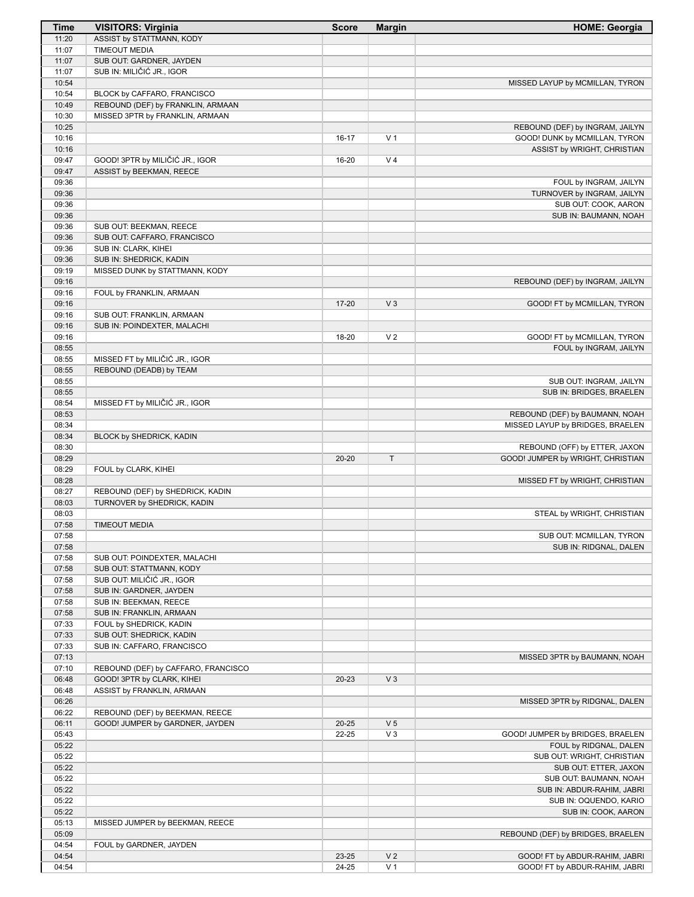| Time | VISITORS: Virginia | Score | Margin | HOME: Georgia |
|---|---|---|---|---|
| 11:20 | ASSIST by STATTMANN, KODY | | | |
| 11:07 | TIMEOUT MEDIA | | | |
| 11:07 | SUB OUT: GARDNER, JAYDEN | | | |
| 11:07 | SUB IN: MILIČIĆ JR., IGOR | | | |
| 10:54 | | | | MISSED LAYUP by MCMILLAN, TYRON |
| 10:54 | BLOCK by CAFFARO, FRANCISCO | | | |
| 10:49 | REBOUND (DEF) by FRANKLIN, ARMAAN | | | |
| 10:30 | MISSED 3PTR by FRANKLIN, ARMAAN | | | |
| 10:25 | | | | REBOUND (DEF) by INGRAM, JAILYN |
| 10:16 | | 16-17 | V 1 | GOOD! DUNK by MCMILLAN, TYRON |
| 10:16 | | | | ASSIST by WRIGHT, CHRISTIAN |
| 09:47 | GOOD! 3PTR by MILIČIĆ JR., IGOR | 16-20 | V 4 | |
| 09:47 | ASSIST by BEEKMAN, REECE | | | |
| 09:36 | | | | FOUL by INGRAM, JAILYN |
| 09:36 | | | | TURNOVER by INGRAM, JAILYN |
| 09:36 | | | | SUB OUT: COOK, AARON |
| 09:36 | | | | SUB IN: BAUMANN, NOAH |
| 09:36 | SUB OUT: BEEKMAN, REECE | | | |
| 09:36 | SUB OUT: CAFFARO, FRANCISCO | | | |
| 09:36 | SUB IN: CLARK, KIHEI | | | |
| 09:36 | SUB IN: SHEDRICK, KADIN | | | |
| 09:19 | MISSED DUNK by STATTMANN, KODY | | | |
| 09:16 | | | | REBOUND (DEF) by INGRAM, JAILYN |
| 09:16 | FOUL by FRANKLIN, ARMAAN | | | |
| 09:16 | | 17-20 | V 3 | GOOD! FT by MCMILLAN, TYRON |
| 09:16 | SUB OUT: FRANKLIN, ARMAAN | | | |
| 09:16 | SUB IN: POINDEXTER, MALACHI | | | |
| 09:16 | | 18-20 | V 2 | GOOD! FT by MCMILLAN, TYRON |
| 08:55 | | | | FOUL by INGRAM, JAILYN |
| 08:55 | MISSED FT by MILIČIĆ JR., IGOR | | | |
| 08:55 | REBOUND (DEADB) by TEAM | | | |
| 08:55 | | | | SUB OUT: INGRAM, JAILYN |
| 08:55 | | | | SUB IN: BRIDGES, BRAELEN |
| 08:54 | MISSED FT by MILIČIĆ JR., IGOR | | | |
| 08:53 | | | | REBOUND (DEF) by BAUMANN, NOAH |
| 08:34 | | | | MISSED LAYUP by BRIDGES, BRAELEN |
| 08:34 | BLOCK by SHEDRICK, KADIN | | | |
| 08:30 | | | | REBOUND (OFF) by ETTER, JAXON |
| 08:29 | | 20-20 | T | GOOD! JUMPER by WRIGHT, CHRISTIAN |
| 08:29 | FOUL by CLARK, KIHEI | | | |
| 08:28 | | | | MISSED FT by WRIGHT, CHRISTIAN |
| 08:27 | REBOUND (DEF) by SHEDRICK, KADIN | | | |
| 08:03 | TURNOVER by SHEDRICK, KADIN | | | |
| 08:03 | | | | STEAL by WRIGHT, CHRISTIAN |
| 07:58 | TIMEOUT MEDIA | | | |
| 07:58 | | | | SUB OUT: MCMILLAN, TYRON |
| 07:58 | | | | SUB IN: RIDGNAL, DALEN |
| 07:58 | SUB OUT: POINDEXTER, MALACHI | | | |
| 07:58 | SUB OUT: STATTMANN, KODY | | | |
| 07:58 | SUB OUT: MILIČIĆ JR., IGOR | | | |
| 07:58 | SUB IN: GARDNER, JAYDEN | | | |
| 07:58 | SUB IN: BEEKMAN, REECE | | | |
| 07:58 | SUB IN: FRANKLIN, ARMAAN | | | |
| 07:33 | FOUL by SHEDRICK, KADIN | | | |
| 07:33 | SUB OUT: SHEDRICK, KADIN | | | |
| 07:33 | SUB IN: CAFFARO, FRANCISCO | | | |
| 07:13 | | | | MISSED 3PTR by BAUMANN, NOAH |
| 07:10 | REBOUND (DEF) by CAFFARO, FRANCISCO | | | |
| 06:48 | GOOD! 3PTR by CLARK, KIHEI | 20-23 | V 3 | |
| 06:48 | ASSIST by FRANKLIN, ARMAAN | | | |
| 06:26 | | | | MISSED 3PTR by RIDGNAL, DALEN |
| 06:22 | REBOUND (DEF) by BEEKMAN, REECE | | | |
| 06:11 | GOOD! JUMPER by GARDNER, JAYDEN | 20-25 | V 5 | |
| 05:43 | | 22-25 | V 3 | GOOD! JUMPER by BRIDGES, BRAELEN |
| 05:22 | | | | FOUL by RIDGNAL, DALEN |
| 05:22 | | | | SUB OUT: WRIGHT, CHRISTIAN |
| 05:22 | | | | SUB OUT: ETTER, JAXON |
| 05:22 | | | | SUB OUT: BAUMANN, NOAH |
| 05:22 | | | | SUB IN: ABDUR-RAHIM, JABRI |
| 05:22 | | | | SUB IN: OQUENDO, KARIO |
| 05:22 | | | | SUB IN: COOK, AARON |
| 05:13 | MISSED JUMPER by BEEKMAN, REECE | | | |
| 05:09 | | | | REBOUND (DEF) by BRIDGES, BRAELEN |
| 04:54 | FOUL by GARDNER, JAYDEN | | | |
| 04:54 | | 23-25 | V 2 | GOOD! FT by ABDUR-RAHIM, JABRI |
| 04:54 | | 24-25 | V 1 | GOOD! FT by ABDUR-RAHIM, JABRI |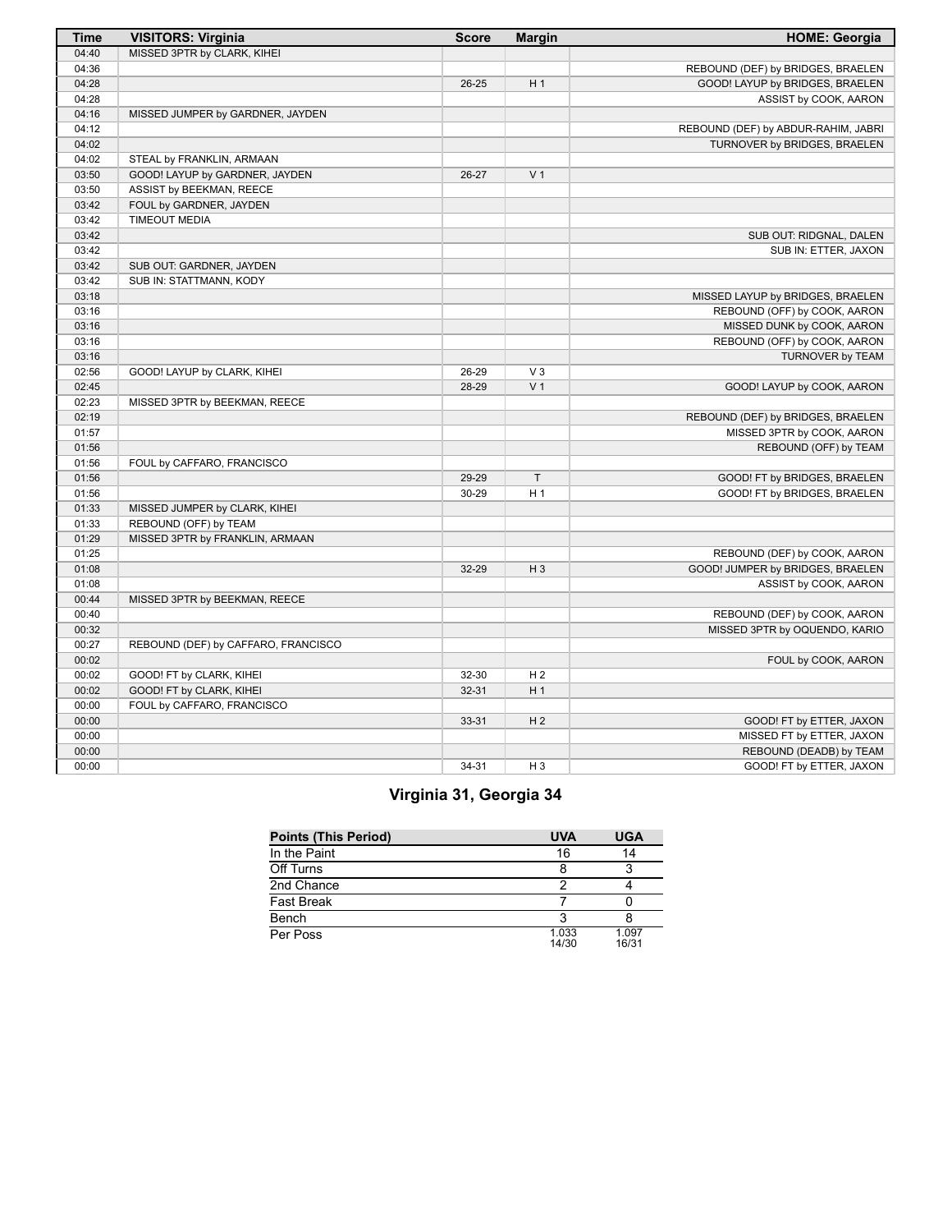| Time | VISITORS: Virginia | Score | Margin | HOME: Georgia |
| --- | --- | --- | --- | --- |
| 04:40 | MISSED 3PTR by CLARK, KIHEI | | | |
| 04:36 | | | | REBOUND (DEF) by BRIDGES, BRAELEN |
| 04:28 | | 26-25 | H 1 | GOOD! LAYUP by BRIDGES, BRAELEN |
| 04:28 | | | | ASSIST by COOK, AARON |
| 04:16 | MISSED JUMPER by GARDNER, JAYDEN | | | |
| 04:12 | | | | REBOUND (DEF) by ABDUR-RAHIM, JABRI |
| 04:02 | | | | TURNOVER by BRIDGES, BRAELEN |
| 04:02 | STEAL by FRANKLIN, ARMAAN | | | |
| 03:50 | GOOD! LAYUP by GARDNER, JAYDEN | 26-27 | V 1 | |
| 03:50 | ASSIST by BEEKMAN, REECE | | | |
| 03:42 | FOUL by GARDNER, JAYDEN | | | |
| 03:42 | TIMEOUT MEDIA | | | |
| 03:42 | | | | SUB OUT: RIDGNAL, DALEN |
| 03:42 | | | | SUB IN: ETTER, JAXON |
| 03:42 | SUB OUT: GARDNER, JAYDEN | | | |
| 03:42 | SUB IN: STATTMANN, KODY | | | |
| 03:18 | | | | MISSED LAYUP by BRIDGES, BRAELEN |
| 03:16 | | | | REBOUND (OFF) by COOK, AARON |
| 03:16 | | | | MISSED DUNK by COOK, AARON |
| 03:16 | | | | REBOUND (OFF) by COOK, AARON |
| 03:16 | | | | TURNOVER by TEAM |
| 02:56 | GOOD! LAYUP by CLARK, KIHEI | 26-29 | V 3 | |
| 02:45 | | 28-29 | V 1 | GOOD! LAYUP by COOK, AARON |
| 02:23 | MISSED 3PTR by BEEKMAN, REECE | | | |
| 02:19 | | | | REBOUND (DEF) by BRIDGES, BRAELEN |
| 01:57 | | | | MISSED 3PTR by COOK, AARON |
| 01:56 | | | | REBOUND (OFF) by TEAM |
| 01:56 | FOUL by CAFFARO, FRANCISCO | | | |
| 01:56 | | 29-29 | T | GOOD! FT by BRIDGES, BRAELEN |
| 01:56 | | 30-29 | H 1 | GOOD! FT by BRIDGES, BRAELEN |
| 01:33 | MISSED JUMPER by CLARK, KIHEI | | | |
| 01:33 | REBOUND (OFF) by TEAM | | | |
| 01:29 | MISSED 3PTR by FRANKLIN, ARMAAN | | | |
| 01:25 | | | | REBOUND (DEF) by COOK, AARON |
| 01:08 | | 32-29 | H 3 | GOOD! JUMPER by BRIDGES, BRAELEN |
| 01:08 | | | | ASSIST by COOK, AARON |
| 00:44 | MISSED 3PTR by BEEKMAN, REECE | | | |
| 00:40 | | | | REBOUND (DEF) by COOK, AARON |
| 00:32 | | | | MISSED 3PTR by OQUENDO, KARIO |
| 00:27 | REBOUND (DEF) by CAFFARO, FRANCISCO | | | |
| 00:02 | | | | FOUL by COOK, AARON |
| 00:02 | GOOD! FT by CLARK, KIHEI | 32-30 | H 2 | |
| 00:02 | GOOD! FT by CLARK, KIHEI | 32-31 | H 1 | |
| 00:00 | FOUL by CAFFARO, FRANCISCO | | | |
| 00:00 | | 33-31 | H 2 | GOOD! FT by ETTER, JAXON |
| 00:00 | | | | MISSED FT by ETTER, JAXON |
| 00:00 | | | | REBOUND (DEADB) by TEAM |
| 00:00 | | 34-31 | H 3 | GOOD! FT by ETTER, JAXON |

## Virginia 31, Georgia 34

| Points (This Period) | UVA | UGA |
| --- | --- | --- |
| In the Paint | 16 | 14 |
| Off Turns | 8 | 3 |
| 2nd Chance | 2 | 4 |
| Fast Break | 7 | 0 |
| Bench | 3 | 8 |
| Per Poss | 1.033 14/30 | 1.097 16/31 |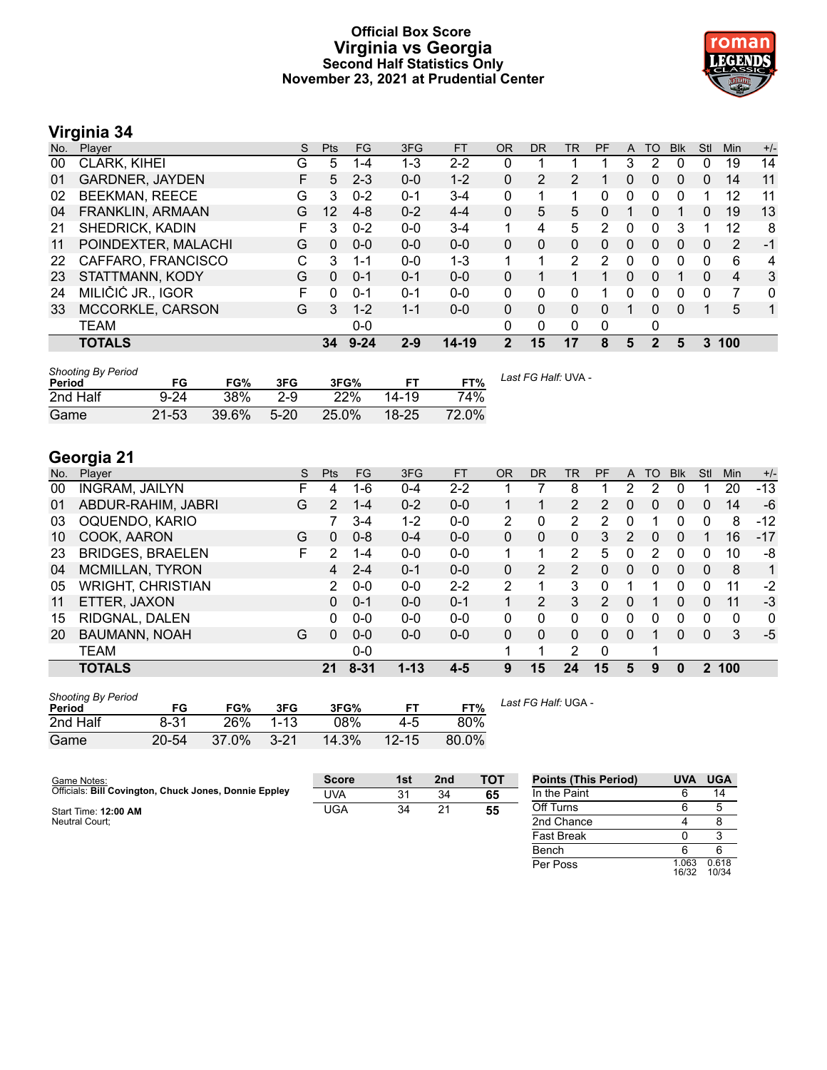# Official Box Score
# Virginia vs Georgia
### Second Half Statistics Only
### November 23, 2021 at Prudential Center

## Virginia 34

| No. | Player | S | Pts | FG | 3FG | FT | OR | DR | TR | PF | A | TO | Blk | Stl | Min | +/- |
|---|---|---|---|---|---|---|---|---|---|---|---|---|---|---|---|---|
| 00 | CLARK, KIHEI | G | 5 | 1-4 | 1-3 | 2-2 | 0 | 1 | 1 | 1 | 3 | 2 | 0 | 0 | 19 | 14 |
| 01 | GARDNER, JAYDEN | F | 5 | 2-3 | 0-0 | 1-2 | 0 | 2 | 2 | 1 | 0 | 0 | 0 | 0 | 14 | 11 |
| 02 | BEEKMAN, REECE | G | 3 | 0-2 | 0-1 | 3-4 | 0 | 1 | 1 | 0 | 0 | 0 | 0 | 1 | 12 | 11 |
| 04 | FRANKLIN, ARMAAN | G | 12 | 4-8 | 0-2 | 4-4 | 0 | 5 | 5 | 0 | 1 | 0 | 1 | 0 | 19 | 13 |
| 21 | SHEDRICK, KADIN | F | 3 | 0-2 | 0-0 | 3-4 | 1 | 4 | 5 | 2 | 0 | 0 | 3 | 1 | 12 | 8 |
| 11 | POINDEXTER, MALACHI | G | 0 | 0-0 | 0-0 | 0-0 | 0 | 0 | 0 | 0 | 0 | 0 | 0 | 0 | 2 | -1 |
| 22 | CAFFARO, FRANCISCO | C | 3 | 1-1 | 0-0 | 1-3 | 1 | 1 | 2 | 2 | 0 | 0 | 0 | 0 | 6 | 4 |
| 23 | STATTMANN, KODY | G | 0 | 0-1 | 0-1 | 0-0 | 0 | 1 | 1 | 1 | 0 | 0 | 1 | 0 | 4 | 3 |
| 24 | MILIČIĆ JR., IGOR | F | 0 | 0-1 | 0-1 | 0-0 | 0 | 0 | 0 | 1 | 0 | 0 | 0 | 0 | 7 | 0 |
| 33 | MCCORKLE, CARSON | G | 3 | 1-2 | 1-1 | 0-0 | 0 | 0 | 0 | 0 | 1 | 0 | 0 | 1 | 5 | 1 |
| | TEAM | | | 0-0 | | | 0 | 0 | 0 | 0 | | 0 | | | | |
| | **TOTALS** | | **34** | **9-24** | **2-9** | **14-19** | **2** | **15** | **17** | **8** | **5** | **2** | **5** | **3** | **100** | |

| Shooting By Period Period | FG | FG% | 3FG | 3FG% | FT | FT% |
|---|---|---|---|---|---|---|
| 2nd Half | 9-24 | 38% | 2-9 | 22% | 14-19 | 74% |
| Game | 21-53 | 39.6% | 5-20 | 25.0% | 18-25 | 72.0% |

*Last FG Half:* UVA -

## Georgia 21

| No. | Player | S | Pts | FG | 3FG | FT | OR | DR | TR | PF | A | TO | Blk | Stl | Min | +/- |
|---|---|---|---|---|---|---|---|---|---|---|---|---|---|---|---|---|
| 00 | INGRAM, JAILYN | F | 4 | 1-6 | 0-4 | 2-2 | 1 | 7 | 8 | 1 | 2 | 2 | 0 | 1 | 20 | -13 |
| 01 | ABDUR-RAHIM, JABRI | G | 2 | 1-4 | 0-2 | 0-0 | 1 | 1 | 2 | 2 | 0 | 0 | 0 | 0 | 14 | -6 |
| 03 | OQUENDO, KARIO | | 7 | 3-4 | 1-2 | 0-0 | 2 | 0 | 2 | 2 | 0 | 1 | 0 | 0 | 8 | -12 |
| 10 | COOK, AARON | G | 0 | 0-8 | 0-4 | 0-0 | 0 | 0 | 0 | 3 | 2 | 0 | 0 | 1 | 16 | -17 |
| 23 | BRIDGES, BRAELEN | F | 2 | 1-4 | 0-0 | 0-0 | 1 | 1 | 2 | 5 | 0 | 2 | 0 | 0 | 10 | -8 |
| 04 | MCMILLAN, TYRON | | 4 | 2-4 | 0-1 | 0-0 | 0 | 2 | 2 | 0 | 0 | 0 | 0 | 0 | 8 | 1 |
| 05 | WRIGHT, CHRISTIAN | | 2 | 0-0 | 0-0 | 2-2 | 2 | 1 | 3 | 0 | 1 | 1 | 0 | 0 | 11 | -2 |
| 11 | ETTER, JAXON | | 0 | 0-1 | 0-0 | 0-1 | 1 | 2 | 3 | 2 | 0 | 1 | 0 | 0 | 11 | -3 |
| 15 | RIDGNAL, DALEN | | 0 | 0-0 | 0-0 | 0-0 | 0 | 0 | 0 | 0 | 0 | 0 | 0 | 0 | 0 | 0 |
| 20 | BAUMANN, NOAH | G | 0 | 0-0 | 0-0 | 0-0 | 0 | 0 | 0 | 0 | 0 | 1 | 0 | 0 | 3 | -5 |
| | TEAM | | | 0-0 | | | 1 | 1 | 2 | 0 | | 1 | | | | |
| | **TOTALS** | | **21** | **8-31** | **1-13** | **4-5** | **9** | **15** | **24** | **15** | **5** | **9** | **0** | **2** | **100** | |

| Shooting By Period Period | FG | FG% | 3FG | 3FG% | FT | FT% |
|---|---|---|---|---|---|---|
| 2nd Half | 8-31 | 26% | 1-13 | 08% | 4-5 | 80% |
| Game | 20-54 | 37.0% | 3-21 | 14.3% | 12-15 | 80.0% |

*Last FG Half:* UGA -

Game Notes:
Officials: **Bill Covington, Chuck Jones, Donnie Eppley**

Start Time: **12:00 AM**
Neutral Court;

| Score | 1st | 2nd | TOT |
|---|---|---|---|
| UVA | 31 | 34 | **65** |
| UGA | 34 | 21 | **55** |

| Points (This Period) | UVA | UGA |
|---|---|---|
| In the Paint | 6 | 14 |
| Off Turns | 6 | 5 |
| 2nd Chance | 4 | 8 |
| Fast Break | 0 | 3 |
| Bench | 6 | 6 |
| Per Poss | 1.063 16/32 | 0.618 10/34 |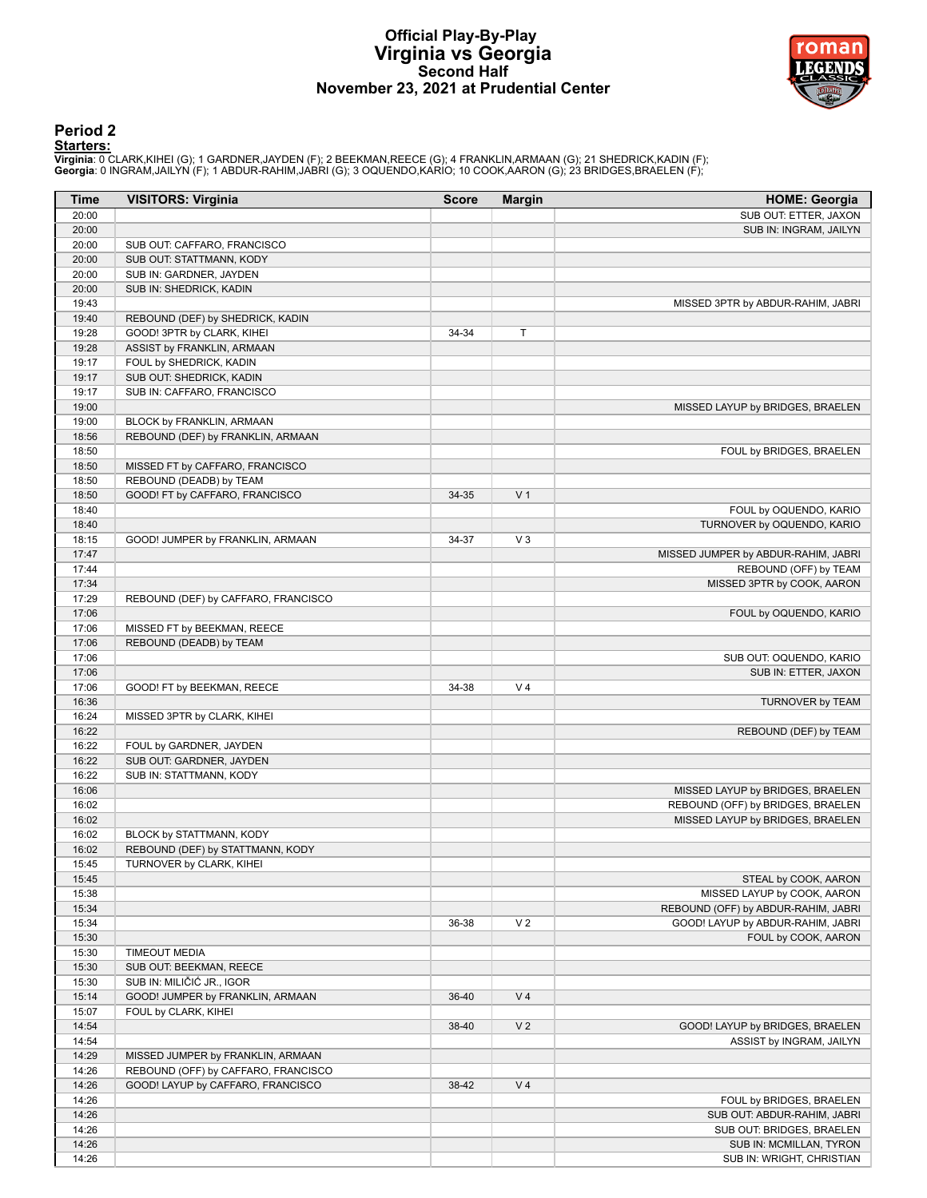# Official Play-By-Play
# Virginia vs Georgia
## Second Half
## November 23, 2021 at Prudential Center

### Period 2

**Starters:**

**Virginia**: 0 CLARK,KIHEI (G); 1 GARDNER,JAYDEN (F); 2 BEEKMAN,REECE (G); 4 FRANKLIN,ARMAAN (G); 21 SHEDRICK,KADIN (F);
**Georgia**: 0 INGRAM,JAILYN (F); 1 ABDUR-RAHIM,JABRI (G); 3 OQUENDO,KARIO; 10 COOK,AARON (G); 23 BRIDGES,BRAELEN (F);

| Time | VISITORS: Virginia | Score | Margin | HOME: Georgia |
|---|---|---|---|---|
| 20:00 | | | | SUB OUT: ETTER, JAXON |
| 20:00 | | | | SUB IN: INGRAM, JAILYN |
| 20:00 | SUB OUT: CAFFARO, FRANCISCO | | | |
| 20:00 | SUB OUT: STATTMANN, KODY | | | |
| 20:00 | SUB IN: GARDNER, JAYDEN | | | |
| 20:00 | SUB IN: SHEDRICK, KADIN | | | |
| 19:43 | | | | MISSED 3PTR by ABDUR-RAHIM, JABRI |
| 19:40 | REBOUND (DEF) by SHEDRICK, KADIN | | | |
| 19:28 | GOOD! 3PTR by CLARK, KIHEI | 34-34 | T | |
| 19:28 | ASSIST by FRANKLIN, ARMAAN | | | |
| 19:17 | FOUL by SHEDRICK, KADIN | | | |
| 19:17 | SUB OUT: SHEDRICK, KADIN | | | |
| 19:17 | SUB IN: CAFFARO, FRANCISCO | | | |
| 19:00 | | | | MISSED LAYUP by BRIDGES, BRAELEN |
| 19:00 | BLOCK by FRANKLIN, ARMAAN | | | |
| 18:56 | REBOUND (DEF) by FRANKLIN, ARMAAN | | | |
| 18:50 | | | | FOUL by BRIDGES, BRAELEN |
| 18:50 | MISSED FT by CAFFARO, FRANCISCO | | | |
| 18:50 | REBOUND (DEADB) by TEAM | | | |
| 18:50 | GOOD! FT by CAFFARO, FRANCISCO | 34-35 | V 1 | |
| 18:40 | | | | FOUL by OQUENDO, KARIO |
| 18:40 | | | | TURNOVER by OQUENDO, KARIO |
| 18:15 | GOOD! JUMPER by FRANKLIN, ARMAAN | 34-37 | V 3 | |
| 17:47 | | | | MISSED JUMPER by ABDUR-RAHIM, JABRI |
| 17:44 | | | | REBOUND (OFF) by TEAM |
| 17:34 | | | | MISSED 3PTR by COOK, AARON |
| 17:29 | REBOUND (DEF) by CAFFARO, FRANCISCO | | | |
| 17:06 | | | | FOUL by OQUENDO, KARIO |
| 17:06 | MISSED FT by BEEKMAN, REECE | | | |
| 17:06 | REBOUND (DEADB) by TEAM | | | |
| 17:06 | | | | SUB OUT: OQUENDO, KARIO |
| 17:06 | | | | SUB IN: ETTER, JAXON |
| 17:06 | GOOD! FT by BEEKMAN, REECE | 34-38 | V 4 | |
| 16:36 | | | | TURNOVER by TEAM |
| 16:24 | MISSED 3PTR by CLARK, KIHEI | | | |
| 16:22 | | | | REBOUND (DEF) by TEAM |
| 16:22 | FOUL by GARDNER, JAYDEN | | | |
| 16:22 | SUB OUT: GARDNER, JAYDEN | | | |
| 16:22 | SUB IN: STATTMANN, KODY | | | |
| 16:06 | | | | MISSED LAYUP by BRIDGES, BRAELEN |
| 16:02 | | | | REBOUND (OFF) by BRIDGES, BRAELEN |
| 16:02 | | | | MISSED LAYUP by BRIDGES, BRAELEN |
| 16:02 | BLOCK by STATTMANN, KODY | | | |
| 16:02 | REBOUND (DEF) by STATTMANN, KODY | | | |
| 15:45 | TURNOVER by CLARK, KIHEI | | | |
| 15:45 | | | | STEAL by COOK, AARON |
| 15:38 | | | | MISSED LAYUP by COOK, AARON |
| 15:34 | | | | REBOUND (OFF) by ABDUR-RAHIM, JABRI |
| 15:34 | | 36-38 | V 2 | GOOD! LAYUP by ABDUR-RAHIM, JABRI |
| 15:30 | | | | FOUL by COOK, AARON |
| 15:30 | TIMEOUT MEDIA | | | |
| 15:30 | SUB OUT: BEEKMAN, REECE | | | |
| 15:30 | SUB IN: MILIČIĆ JR., IGOR | | | |
| 15:14 | GOOD! JUMPER by FRANKLIN, ARMAAN | 36-40 | V 4 | |
| 15:07 | FOUL by CLARK, KIHEI | | | |
| 14:54 | | 38-40 | V 2 | GOOD! LAYUP by BRIDGES, BRAELEN |
| 14:54 | | | | ASSIST by INGRAM, JAILYN |
| 14:29 | MISSED JUMPER by FRANKLIN, ARMAAN | | | |
| 14:26 | REBOUND (OFF) by CAFFARO, FRANCISCO | | | |
| 14:26 | GOOD! LAYUP by CAFFARO, FRANCISCO | 38-42 | V 4 | |
| 14:26 | | | | FOUL by BRIDGES, BRAELEN |
| 14:26 | | | | SUB OUT: ABDUR-RAHIM, JABRI |
| 14:26 | | | | SUB OUT: BRIDGES, BRAELEN |
| 14:26 | | | | SUB IN: MCMILLAN, TYRON |
| 14:26 | | | | SUB IN: WRIGHT, CHRISTIAN |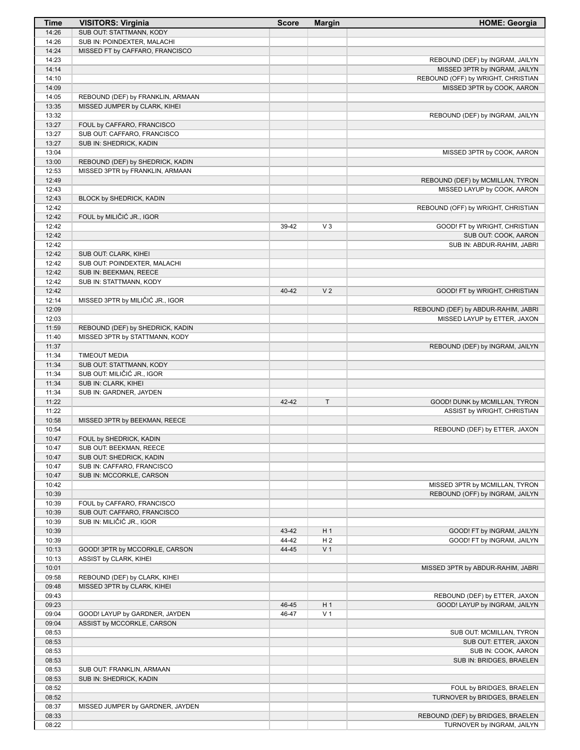| Time | VISITORS: Virginia | Score | Margin | HOME: Georgia |
| --- | --- | --- | --- | --- |
| 14:26 | SUB OUT: STATTMANN, KODY | | | |
| 14:26 | SUB IN: POINDEXTER, MALACHI | | | |
| 14:24 | MISSED FT by CAFFARO, FRANCISCO | | | |
| 14:23 | | | | REBOUND (DEF) by INGRAM, JAILYN |
| 14:14 | | | | MISSED 3PTR by INGRAM, JAILYN |
| 14:10 | | | | REBOUND (OFF) by WRIGHT, CHRISTIAN |
| 14:09 | | | | MISSED 3PTR by COOK, AARON |
| 14:05 | REBOUND (DEF) by FRANKLIN, ARMAAN | | | |
| 13:35 | MISSED JUMPER by CLARK, KIHEI | | | |
| 13:32 | | | | REBOUND (DEF) by INGRAM, JAILYN |
| 13:27 | FOUL by CAFFARO, FRANCISCO | | | |
| 13:27 | SUB OUT: CAFFARO, FRANCISCO | | | |
| 13:27 | SUB IN: SHEDRICK, KADIN | | | |
| 13:04 | | | | MISSED 3PTR by COOK, AARON |
| 13:00 | REBOUND (DEF) by SHEDRICK, KADIN | | | |
| 12:53 | MISSED 3PTR by FRANKLIN, ARMAAN | | | |
| 12:49 | | | | REBOUND (DEF) by MCMILLAN, TYRON |
| 12:43 | | | | MISSED LAYUP by COOK, AARON |
| 12:43 | BLOCK by SHEDRICK, KADIN | | | |
| 12:42 | | | | REBOUND (OFF) by WRIGHT, CHRISTIAN |
| 12:42 | FOUL by MILIČIĆ JR., IGOR | | | |
| 12:42 | | 39-42 | V 3 | GOOD! FT by WRIGHT, CHRISTIAN |
| 12:42 | | | | SUB OUT: COOK, AARON |
| 12:42 | | | | SUB IN: ABDUR-RAHIM, JABRI |
| 12:42 | SUB OUT: CLARK, KIHEI | | | |
| 12:42 | SUB OUT: POINDEXTER, MALACHI | | | |
| 12:42 | SUB IN: BEEKMAN, REECE | | | |
| 12:42 | SUB IN: STATTMANN, KODY | | | |
| 12:42 | | 40-42 | V 2 | GOOD! FT by WRIGHT, CHRISTIAN |
| 12:14 | MISSED 3PTR by MILIČIĆ JR., IGOR | | | |
| 12:09 | | | | REBOUND (DEF) by ABDUR-RAHIM, JABRI |
| 12:03 | | | | MISSED LAYUP by ETTER, JAXON |
| 11:59 | REBOUND (DEF) by SHEDRICK, KADIN | | | |
| 11:40 | MISSED 3PTR by STATTMANN, KODY | | | |
| 11:37 | | | | REBOUND (DEF) by INGRAM, JAILYN |
| 11:34 | TIMEOUT MEDIA | | | |
| 11:34 | SUB OUT: STATTMANN, KODY | | | |
| 11:34 | SUB OUT: MILIČIĆ JR., IGOR | | | |
| 11:34 | SUB IN: CLARK, KIHEI | | | |
| 11:34 | SUB IN: GARDNER, JAYDEN | | | |
| 11:22 | | 42-42 | T | GOOD! DUNK by MCMILLAN, TYRON |
| 11:22 | | | | ASSIST by WRIGHT, CHRISTIAN |
| 10:58 | MISSED 3PTR by BEEKMAN, REECE | | | |
| 10:54 | | | | REBOUND (DEF) by ETTER, JAXON |
| 10:47 | FOUL by SHEDRICK, KADIN | | | |
| 10:47 | SUB OUT: BEEKMAN, REECE | | | |
| 10:47 | SUB OUT: SHEDRICK, KADIN | | | |
| 10:47 | SUB IN: CAFFARO, FRANCISCO | | | |
| 10:47 | SUB IN: MCCORKLE, CARSON | | | |
| 10:42 | | | | MISSED 3PTR by MCMILLAN, TYRON |
| 10:39 | | | | REBOUND (OFF) by INGRAM, JAILYN |
| 10:39 | FOUL by CAFFARO, FRANCISCO | | | |
| 10:39 | SUB OUT: CAFFARO, FRANCISCO | | | |
| 10:39 | SUB IN: MILIČIĆ JR., IGOR | | | |
| 10:39 | | 43-42 | H 1 | GOOD! FT by INGRAM, JAILYN |
| 10:39 | | 44-42 | H 2 | GOOD! FT by INGRAM, JAILYN |
| 10:13 | GOOD! 3PTR by MCCORKLE, CARSON | 44-45 | V 1 | |
| 10:13 | ASSIST by CLARK, KIHEI | | | |
| 10:01 | | | | MISSED 3PTR by ABDUR-RAHIM, JABRI |
| 09:58 | REBOUND (DEF) by CLARK, KIHEI | | | |
| 09:48 | MISSED 3PTR by CLARK, KIHEI | | | |
| 09:43 | | | | REBOUND (DEF) by ETTER, JAXON |
| 09:23 | | 46-45 | H 1 | GOOD! LAYUP by INGRAM, JAILYN |
| 09:04 | GOOD! LAYUP by GARDNER, JAYDEN | 46-47 | V 1 | |
| 09:04 | ASSIST by MCCORKLE, CARSON | | | |
| 08:53 | | | | SUB OUT: MCMILLAN, TYRON |
| 08:53 | | | | SUB OUT: ETTER, JAXON |
| 08:53 | | | | SUB IN: COOK, AARON |
| 08:53 | | | | SUB IN: BRIDGES, BRAELEN |
| 08:53 | SUB OUT: FRANKLIN, ARMAAN | | | |
| 08:53 | SUB IN: SHEDRICK, KADIN | | | |
| 08:52 | | | | FOUL by BRIDGES, BRAELEN |
| 08:52 | | | | TURNOVER by BRIDGES, BRAELEN |
| 08:37 | MISSED JUMPER by GARDNER, JAYDEN | | | |
| 08:33 | | | | REBOUND (DEF) by BRIDGES, BRAELEN |
| 08:22 | | | | TURNOVER by INGRAM, JAILYN |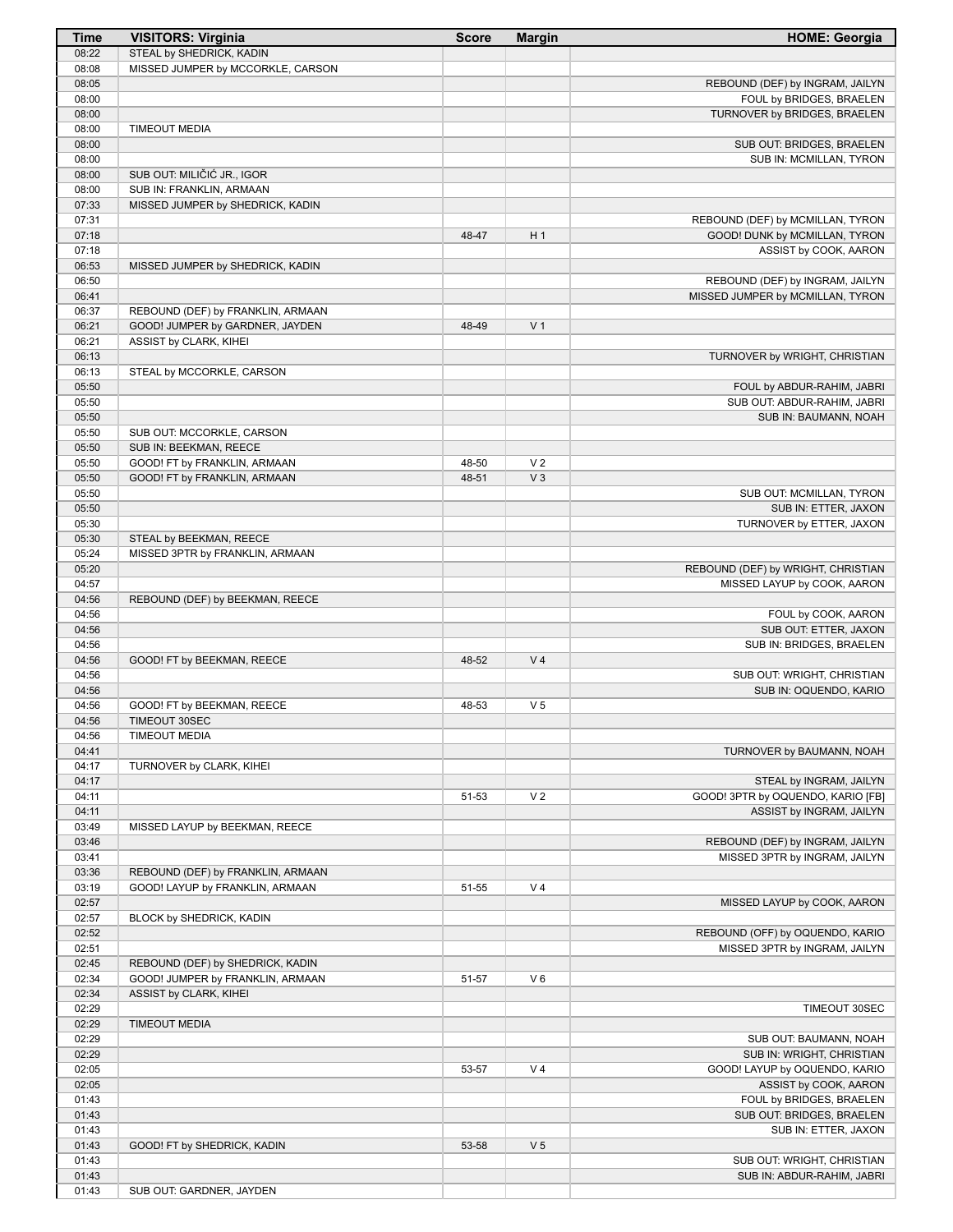| Time | VISITORS: Virginia | Score | Margin | HOME: Georgia |
|---|---|---|---|---|
| 08:22 | STEAL by SHEDRICK, KADIN | | | |
| 08:08 | MISSED JUMPER by MCCORKLE, CARSON | | | |
| 08:05 | | | | REBOUND (DEF) by INGRAM, JAILYN |
| 08:00 | | | | FOUL by BRIDGES, BRAELEN |
| 08:00 | | | | TURNOVER by BRIDGES, BRAELEN |
| 08:00 | TIMEOUT MEDIA | | | |
| 08:00 | | | | SUB OUT: BRIDGES, BRAELEN |
| 08:00 | | | | SUB IN: MCMILLAN, TYRON |
| 08:00 | SUB OUT: MILIČIĆ JR., IGOR | | | |
| 08:00 | SUB IN: FRANKLIN, ARMAAN | | | |
| 07:33 | MISSED JUMPER by SHEDRICK, KADIN | | | |
| 07:31 | | | | REBOUND (DEF) by MCMILLAN, TYRON |
| 07:18 | | 48-47 | H 1 | GOOD! DUNK by MCMILLAN, TYRON |
| 07:18 | | | | ASSIST by COOK, AARON |
| 06:53 | MISSED JUMPER by SHEDRICK, KADIN | | | |
| 06:50 | | | | REBOUND (DEF) by INGRAM, JAILYN |
| 06:41 | | | | MISSED JUMPER by MCMILLAN, TYRON |
| 06:37 | REBOUND (DEF) by FRANKLIN, ARMAAN | | | |
| 06:21 | GOOD! JUMPER by GARDNER, JAYDEN | 48-49 | V 1 | |
| 06:21 | ASSIST by CLARK, KIHEI | | | |
| 06:13 | | | | TURNOVER by WRIGHT, CHRISTIAN |
| 06:13 | STEAL by MCCORKLE, CARSON | | | |
| 05:50 | | | | FOUL by ABDUR-RAHIM, JABRI |
| 05:50 | | | | SUB OUT: ABDUR-RAHIM, JABRI |
| 05:50 | | | | SUB IN: BAUMANN, NOAH |
| 05:50 | SUB OUT: MCCORKLE, CARSON | | | |
| 05:50 | SUB IN: BEEKMAN, REECE | | | |
| 05:50 | GOOD! FT by FRANKLIN, ARMAAN | 48-50 | V 2 | |
| 05:50 | GOOD! FT by FRANKLIN, ARMAAN | 48-51 | V 3 | |
| 05:50 | | | | SUB OUT: MCMILLAN, TYRON |
| 05:50 | | | | SUB IN: ETTER, JAXON |
| 05:30 | | | | TURNOVER by ETTER, JAXON |
| 05:30 | STEAL by BEEKMAN, REECE | | | |
| 05:24 | MISSED 3PTR by FRANKLIN, ARMAAN | | | |
| 05:20 | | | | REBOUND (DEF) by WRIGHT, CHRISTIAN |
| 04:57 | | | | MISSED LAYUP by COOK, AARON |
| 04:56 | REBOUND (DEF) by BEEKMAN, REECE | | | |
| 04:56 | | | | FOUL by COOK, AARON |
| 04:56 | | | | SUB OUT: ETTER, JAXON |
| 04:56 | | | | SUB IN: BRIDGES, BRAELEN |
| 04:56 | GOOD! FT by BEEKMAN, REECE | 48-52 | V 4 | |
| 04:56 | | | | SUB OUT: WRIGHT, CHRISTIAN |
| 04:56 | | | | SUB IN: OQUENDO, KARIO |
| 04:56 | GOOD! FT by BEEKMAN, REECE | 48-53 | V 5 | |
| 04:56 | TIMEOUT 30SEC | | | |
| 04:56 | TIMEOUT MEDIA | | | |
| 04:41 | | | | TURNOVER by BAUMANN, NOAH |
| 04:17 | TURNOVER by CLARK, KIHEI | | | |
| 04:17 | | | | STEAL by INGRAM, JAILYN |
| 04:11 | | 51-53 | V 2 | GOOD! 3PTR by OQUENDO, KARIO [FB] |
| 04:11 | | | | ASSIST by INGRAM, JAILYN |
| 03:49 | MISSED LAYUP by BEEKMAN, REECE | | | |
| 03:46 | | | | REBOUND (DEF) by INGRAM, JAILYN |
| 03:41 | | | | MISSED 3PTR by INGRAM, JAILYN |
| 03:36 | REBOUND (DEF) by FRANKLIN, ARMAAN | | | |
| 03:19 | GOOD! LAYUP by FRANKLIN, ARMAAN | 51-55 | V 4 | |
| 02:57 | | | | MISSED LAYUP by COOK, AARON |
| 02:57 | BLOCK by SHEDRICK, KADIN | | | |
| 02:52 | | | | REBOUND (OFF) by OQUENDO, KARIO |
| 02:51 | | | | MISSED 3PTR by INGRAM, JAILYN |
| 02:45 | REBOUND (DEF) by SHEDRICK, KADIN | | | |
| 02:34 | GOOD! JUMPER by FRANKLIN, ARMAAN | 51-57 | V 6 | |
| 02:34 | ASSIST by CLARK, KIHEI | | | |
| 02:29 | | | | TIMEOUT 30SEC |
| 02:29 | TIMEOUT MEDIA | | | |
| 02:29 | | | | SUB OUT: BAUMANN, NOAH |
| 02:29 | | | | SUB IN: WRIGHT, CHRISTIAN |
| 02:05 | | 53-57 | V 4 | GOOD! LAYUP by OQUENDO, KARIO |
| 02:05 | | | | ASSIST by COOK, AARON |
| 01:43 | | | | FOUL by BRIDGES, BRAELEN |
| 01:43 | | | | SUB OUT: BRIDGES, BRAELEN |
| 01:43 | | | | SUB IN: ETTER, JAXON |
| 01:43 | GOOD! FT by SHEDRICK, KADIN | 53-58 | V 5 | |
| 01:43 | | | | SUB OUT: WRIGHT, CHRISTIAN |
| 01:43 | | | | SUB IN: ABDUR-RAHIM, JABRI |
| 01:43 | SUB OUT: GARDNER, JAYDEN | | | |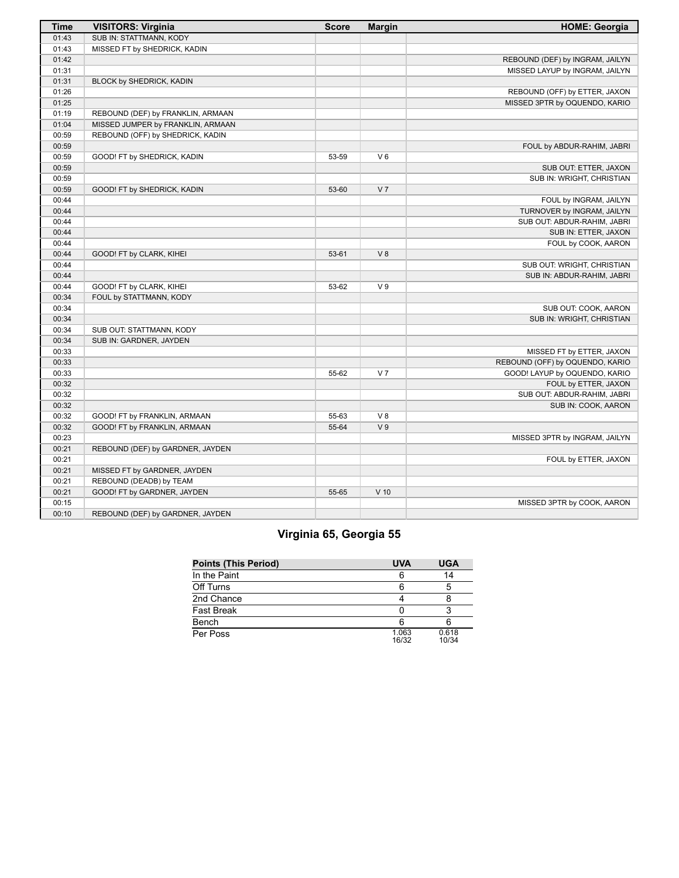| Time | VISITORS: Virginia | Score | Margin | HOME: Georgia |
| --- | --- | --- | --- | --- |
| 01:43 | SUB IN: STATTMANN, KODY | | | |
| 01:43 | MISSED FT by SHEDRICK, KADIN | | | |
| 01:42 | | | | REBOUND (DEF) by INGRAM, JAILYN |
| 01:31 | | | | MISSED LAYUP by INGRAM, JAILYN |
| 01:31 | BLOCK by SHEDRICK, KADIN | | | |
| 01:26 | | | | REBOUND (OFF) by ETTER, JAXON |
| 01:25 | | | | MISSED 3PTR by OQUENDO, KARIO |
| 01:19 | REBOUND (DEF) by FRANKLIN, ARMAAN | | | |
| 01:04 | MISSED JUMPER by FRANKLIN, ARMAAN | | | |
| 00:59 | REBOUND (OFF) by SHEDRICK, KADIN | | | |
| 00:59 | | | | FOUL by ABDUR-RAHIM, JABRI |
| 00:59 | GOOD! FT by SHEDRICK, KADIN | 53-59 | V 6 | |
| 00:59 | | | | SUB OUT: ETTER, JAXON |
| 00:59 | | | | SUB IN: WRIGHT, CHRISTIAN |
| 00:59 | GOOD! FT by SHEDRICK, KADIN | 53-60 | V 7 | |
| 00:44 | | | | FOUL by INGRAM, JAILYN |
| 00:44 | | | | TURNOVER by INGRAM, JAILYN |
| 00:44 | | | | SUB OUT: ABDUR-RAHIM, JABRI |
| 00:44 | | | | SUB IN: ETTER, JAXON |
| 00:44 | | | | FOUL by COOK, AARON |
| 00:44 | GOOD! FT by CLARK, KIHEI | 53-61 | V 8 | |
| 00:44 | | | | SUB OUT: WRIGHT, CHRISTIAN |
| 00:44 | | | | SUB IN: ABDUR-RAHIM, JABRI |
| 00:44 | GOOD! FT by CLARK, KIHEI | 53-62 | V 9 | |
| 00:34 | FOUL by STATTMANN, KODY | | | |
| 00:34 | | | | SUB OUT: COOK, AARON |
| 00:34 | | | | SUB IN: WRIGHT, CHRISTIAN |
| 00:34 | SUB OUT: STATTMANN, KODY | | | |
| 00:34 | SUB IN: GARDNER, JAYDEN | | | |
| 00:33 | | | | MISSED FT by ETTER, JAXON |
| 00:33 | | | | REBOUND (OFF) by OQUENDO, KARIO |
| 00:33 | | 55-62 | V 7 | GOOD! LAYUP by OQUENDO, KARIO |
| 00:32 | | | | FOUL by ETTER, JAXON |
| 00:32 | | | | SUB OUT: ABDUR-RAHIM, JABRI |
| 00:32 | | | | SUB IN: COOK, AARON |
| 00:32 | GOOD! FT by FRANKLIN, ARMAAN | 55-63 | V 8 | |
| 00:32 | GOOD! FT by FRANKLIN, ARMAAN | 55-64 | V 9 | |
| 00:23 | | | | MISSED 3PTR by INGRAM, JAILYN |
| 00:21 | REBOUND (DEF) by GARDNER, JAYDEN | | | |
| 00:21 | | | | FOUL by ETTER, JAXON |
| 00:21 | MISSED FT by GARDNER, JAYDEN | | | |
| 00:21 | REBOUND (DEADB) by TEAM | | | |
| 00:21 | GOOD! FT by GARDNER, JAYDEN | 55-65 | V 10 | |
| 00:15 | | | | MISSED 3PTR by COOK, AARON |
| 00:10 | REBOUND (DEF) by GARDNER, JAYDEN | | | |

## Virginia 65, Georgia 55

| Points (This Period) | UVA | UGA |
| --- | --- | --- |
| In the Paint | 6 | 14 |
| Off Turns | 6 | 5 |
| 2nd Chance | 4 | 8 |
| Fast Break | 0 | 3 |
| Bench | 6 | 6 |
| Per Poss | 1.063 16/32 | 0.618 10/34 |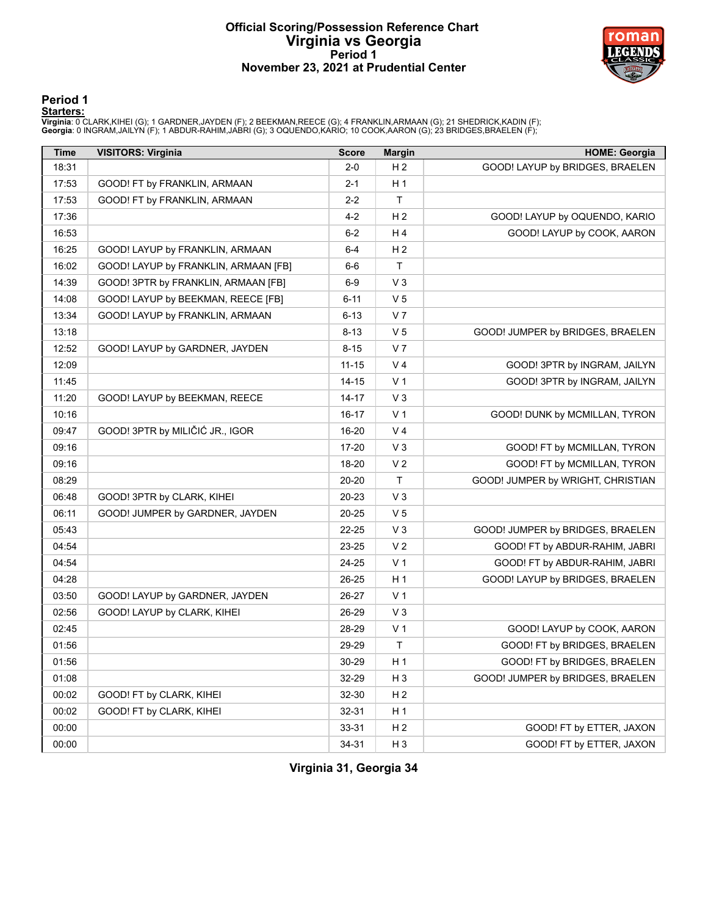# Official Scoring/Possession Reference Chart
## Virginia vs Georgia
### Period 1
### November 23, 2021 at Prudential Center

## Period 1

**Starters:**

**Virginia**: 0 CLARK,KIHEI (G); 1 GARDNER,JAYDEN (F); 2 BEEKMAN,REECE (G); 4 FRANKLIN,ARMAAN (G); 21 SHEDRICK,KADIN (F);
**Georgia**: 0 INGRAM,JAILYN (F); 1 ABDUR-RAHIM,JABRI (G); 3 OQUENDO,KARIO; 10 COOK,AARON (G); 23 BRIDGES,BRAELEN (F);

| Time | VISITORS: Virginia | Score | Margin | HOME: Georgia |
|---|---|---|---|---|
| 18:31 | | 2-0 | H 2 | GOOD! LAYUP by BRIDGES, BRAELEN |
| 17:53 | GOOD! FT by FRANKLIN, ARMAAN | 2-1 | H 1 | |
| 17:53 | GOOD! FT by FRANKLIN, ARMAAN | 2-2 | T | |
| 17:36 | | 4-2 | H 2 | GOOD! LAYUP by OQUENDO, KARIO |
| 16:53 | | 6-2 | H 4 | GOOD! LAYUP by COOK, AARON |
| 16:25 | GOOD! LAYUP by FRANKLIN, ARMAAN | 6-4 | H 2 | |
| 16:02 | GOOD! LAYUP by FRANKLIN, ARMAAN [FB] | 6-6 | T | |
| 14:39 | GOOD! 3PTR by FRANKLIN, ARMAAN [FB] | 6-9 | V 3 | |
| 14:08 | GOOD! LAYUP by BEEKMAN, REECE [FB] | 6-11 | V 5 | |
| 13:34 | GOOD! LAYUP by FRANKLIN, ARMAAN | 6-13 | V 7 | |
| 13:18 | | 8-13 | V 5 | GOOD! JUMPER by BRIDGES, BRAELEN |
| 12:52 | GOOD! LAYUP by GARDNER, JAYDEN | 8-15 | V 7 | |
| 12:09 | | 11-15 | V 4 | GOOD! 3PTR by INGRAM, JAILYN |
| 11:45 | | 14-15 | V 1 | GOOD! 3PTR by INGRAM, JAILYN |
| 11:20 | GOOD! LAYUP by BEEKMAN, REECE | 14-17 | V 3 | |
| 10:16 | | 16-17 | V 1 | GOOD! DUNK by MCMILLAN, TYRON |
| 09:47 | GOOD! 3PTR by MILIČIĆ JR., IGOR | 16-20 | V 4 | |
| 09:16 | | 17-20 | V 3 | GOOD! FT by MCMILLAN, TYRON |
| 09:16 | | 18-20 | V 2 | GOOD! FT by MCMILLAN, TYRON |
| 08:29 | | 20-20 | T | GOOD! JUMPER by WRIGHT, CHRISTIAN |
| 06:48 | GOOD! 3PTR by CLARK, KIHEI | 20-23 | V 3 | |
| 06:11 | GOOD! JUMPER by GARDNER, JAYDEN | 20-25 | V 5 | |
| 05:43 | | 22-25 | V 3 | GOOD! JUMPER by BRIDGES, BRAELEN |
| 04:54 | | 23-25 | V 2 | GOOD! FT by ABDUR-RAHIM, JABRI |
| 04:54 | | 24-25 | V 1 | GOOD! FT by ABDUR-RAHIM, JABRI |
| 04:28 | | 26-25 | H 1 | GOOD! LAYUP by BRIDGES, BRAELEN |
| 03:50 | GOOD! LAYUP by GARDNER, JAYDEN | 26-27 | V 1 | |
| 02:56 | GOOD! LAYUP by CLARK, KIHEI | 26-29 | V 3 | |
| 02:45 | | 28-29 | V 1 | GOOD! LAYUP by COOK, AARON |
| 01:56 | | 29-29 | T | GOOD! FT by BRIDGES, BRAELEN |
| 01:56 | | 30-29 | H 1 | GOOD! FT by BRIDGES, BRAELEN |
| 01:08 | | 32-29 | H 3 | GOOD! JUMPER by BRIDGES, BRAELEN |
| 00:02 | GOOD! FT by CLARK, KIHEI | 32-30 | H 2 | |
| 00:02 | GOOD! FT by CLARK, KIHEI | 32-31 | H 1 | |
| 00:00 | | 33-31 | H 2 | GOOD! FT by ETTER, JAXON |
| 00:00 | | 34-31 | H 3 | GOOD! FT by ETTER, JAXON |

**Virginia 31, Georgia 34**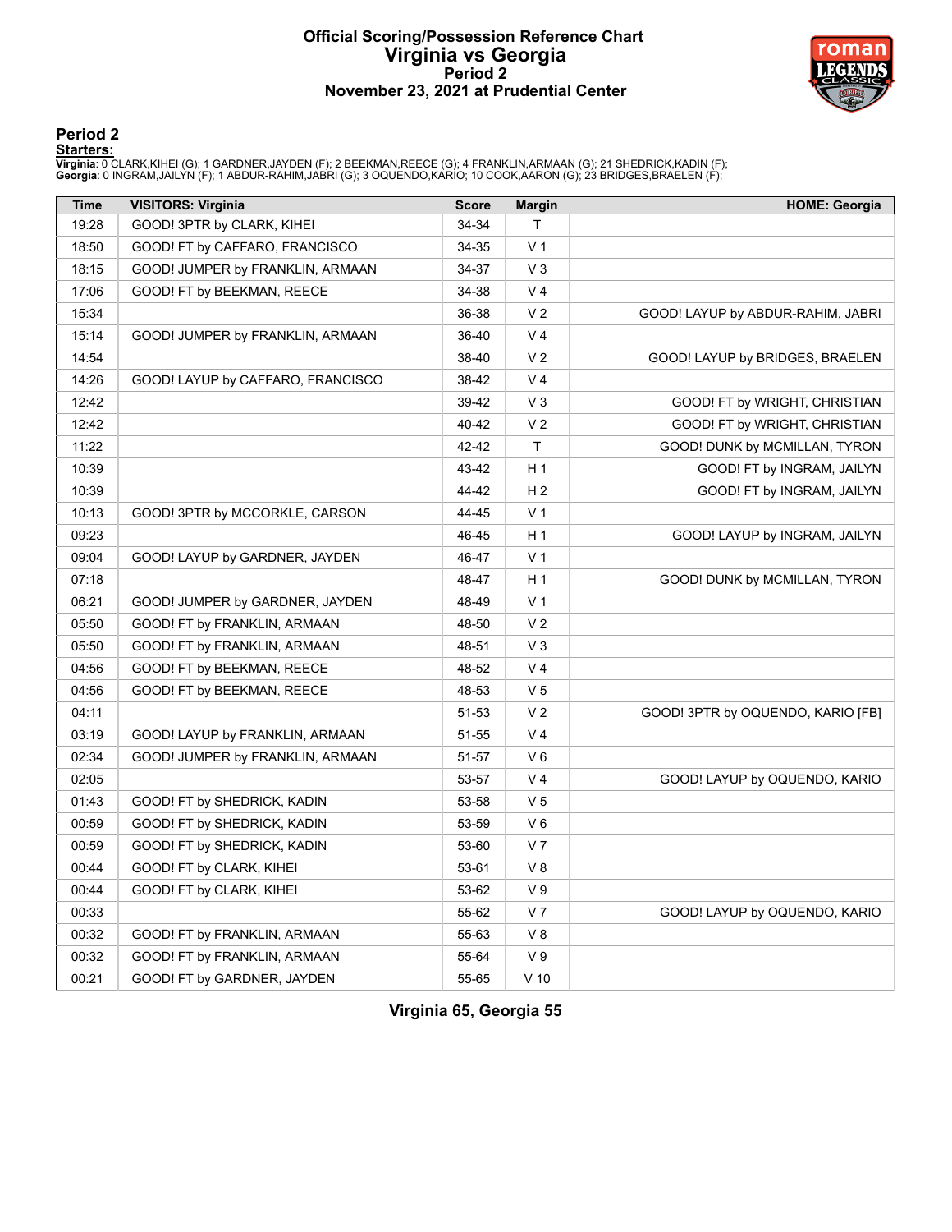# Official Scoring/Possession Reference Chart
# Virginia vs Georgia
## Period 2
## November 23, 2021 at Prudential Center

### Period 2

**Starters:**

**Virginia**: 0 CLARK,KIHEI (G); 1 GARDNER,JAYDEN (F); 2 BEEKMAN,REECE (G); 4 FRANKLIN,ARMAAN (G); 21 SHEDRICK,KADIN (F);
**Georgia**: 0 INGRAM,JAILYN (F); 1 ABDUR-RAHIM,JABRI (G); 3 OQUENDO,KARIO; 10 COOK,AARON (G); 23 BRIDGES,BRAELEN (F);

| Time | VISITORS: Virginia | Score | Margin | HOME: Georgia |
|---|---|---|---|---|
| 19:28 | GOOD! 3PTR by CLARK, KIHEI | 34-34 | T | |
| 18:50 | GOOD! FT by CAFFARO, FRANCISCO | 34-35 | V 1 | |
| 18:15 | GOOD! JUMPER by FRANKLIN, ARMAAN | 34-37 | V 3 | |
| 17:06 | GOOD! FT by BEEKMAN, REECE | 34-38 | V 4 | |
| 15:34 | | 36-38 | V 2 | GOOD! LAYUP by ABDUR-RAHIM, JABRI |
| 15:14 | GOOD! JUMPER by FRANKLIN, ARMAAN | 36-40 | V 4 | |
| 14:54 | | 38-40 | V 2 | GOOD! LAYUP by BRIDGES, BRAELEN |
| 14:26 | GOOD! LAYUP by CAFFARO, FRANCISCO | 38-42 | V 4 | |
| 12:42 | | 39-42 | V 3 | GOOD! FT by WRIGHT, CHRISTIAN |
| 12:42 | | 40-42 | V 2 | GOOD! FT by WRIGHT, CHRISTIAN |
| 11:22 | | 42-42 | T | GOOD! DUNK by MCMILLAN, TYRON |
| 10:39 | | 43-42 | H 1 | GOOD! FT by INGRAM, JAILYN |
| 10:39 | | 44-42 | H 2 | GOOD! FT by INGRAM, JAILYN |
| 10:13 | GOOD! 3PTR by MCCORKLE, CARSON | 44-45 | V 1 | |
| 09:23 | | 46-45 | H 1 | GOOD! LAYUP by INGRAM, JAILYN |
| 09:04 | GOOD! LAYUP by GARDNER, JAYDEN | 46-47 | V 1 | |
| 07:18 | | 48-47 | H 1 | GOOD! DUNK by MCMILLAN, TYRON |
| 06:21 | GOOD! JUMPER by GARDNER, JAYDEN | 48-49 | V 1 | |
| 05:50 | GOOD! FT by FRANKLIN, ARMAAN | 48-50 | V 2 | |
| 05:50 | GOOD! FT by FRANKLIN, ARMAAN | 48-51 | V 3 | |
| 04:56 | GOOD! FT by BEEKMAN, REECE | 48-52 | V 4 | |
| 04:56 | GOOD! FT by BEEKMAN, REECE | 48-53 | V 5 | |
| 04:11 | | 51-53 | V 2 | GOOD! 3PTR by OQUENDO, KARIO [FB] |
| 03:19 | GOOD! LAYUP by FRANKLIN, ARMAAN | 51-55 | V 4 | |
| 02:34 | GOOD! JUMPER by FRANKLIN, ARMAAN | 51-57 | V 6 | |
| 02:05 | | 53-57 | V 4 | GOOD! LAYUP by OQUENDO, KARIO |
| 01:43 | GOOD! FT by SHEDRICK, KADIN | 53-58 | V 5 | |
| 00:59 | GOOD! FT by SHEDRICK, KADIN | 53-59 | V 6 | |
| 00:59 | GOOD! FT by SHEDRICK, KADIN | 53-60 | V 7 | |
| 00:44 | GOOD! FT by CLARK, KIHEI | 53-61 | V 8 | |
| 00:44 | GOOD! FT by CLARK, KIHEI | 53-62 | V 9 | |
| 00:33 | | 55-62 | V 7 | GOOD! LAYUP by OQUENDO, KARIO |
| 00:32 | GOOD! FT by FRANKLIN, ARMAAN | 55-63 | V 8 | |
| 00:32 | GOOD! FT by FRANKLIN, ARMAAN | 55-64 | V 9 | |
| 00:21 | GOOD! FT by GARDNER, JAYDEN | 55-65 | V 10 | |

**Virginia 65, Georgia 55**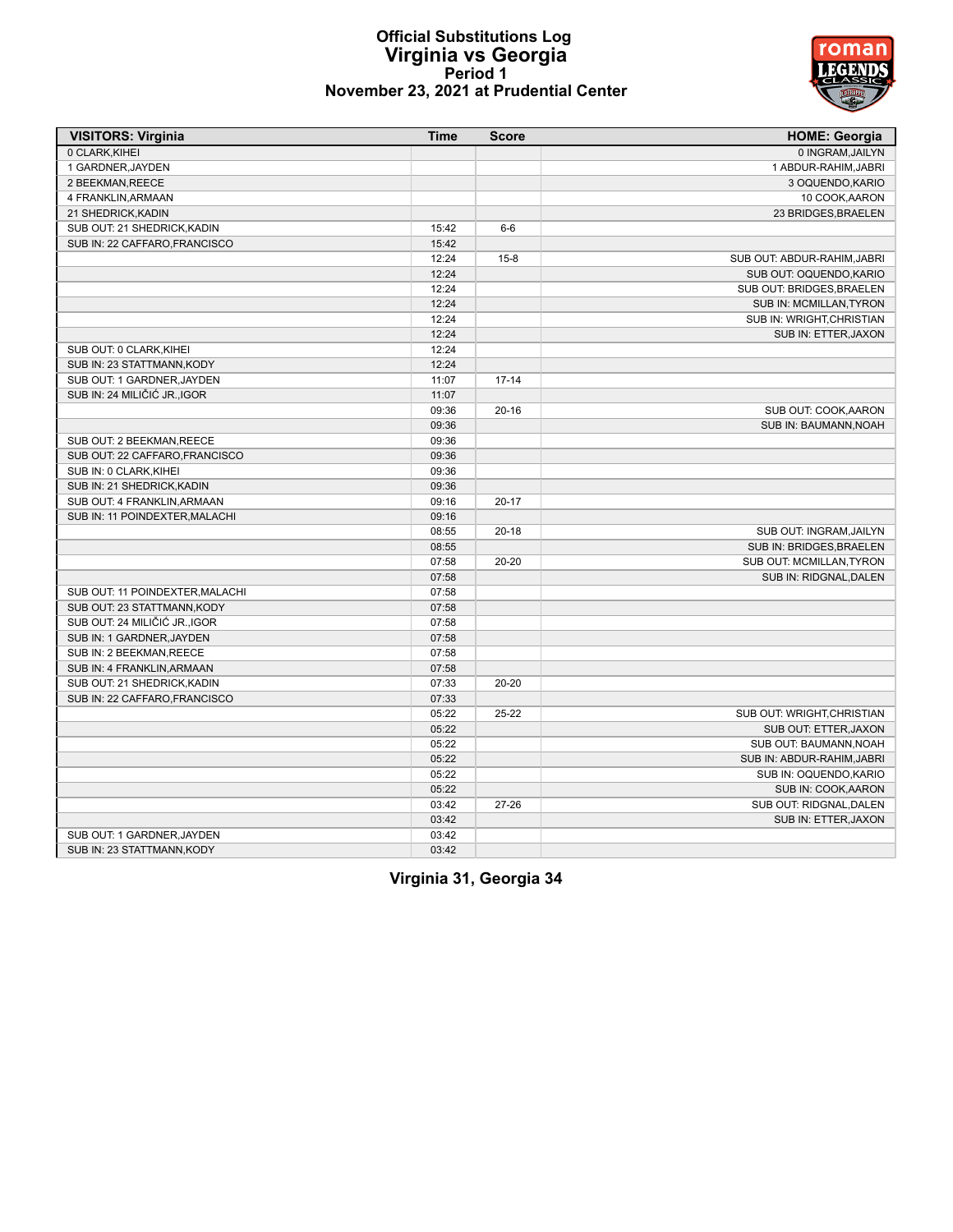# Official Substitutions Log
## Virginia vs Georgia
### Period 1
### November 23, 2021 at Prudential Center

| VISITORS: Virginia | Time | Score | HOME: Georgia |
|---|---|---|---|
| 0 CLARK,KIHEI | | | 0 INGRAM,JAILYN |
| 1 GARDNER,JAYDEN | | | 1 ABDUR-RAHIM,JABRI |
| 2 BEEKMAN,REECE | | | 3 OQUENDO,KARIO |
| 4 FRANKLIN,ARMAAN | | | 10 COOK,AARON |
| 21 SHEDRICK,KADIN | | | 23 BRIDGES,BRAELEN |
| SUB OUT: 21 SHEDRICK,KADIN | 15:42 | 6-6 | |
| SUB IN: 22 CAFFARO,FRANCISCO | 15:42 | | |
| | 12:24 | 15-8 | SUB OUT: ABDUR-RAHIM,JABRI |
| | 12:24 | | SUB OUT: OQUENDO,KARIO |
| | 12:24 | | SUB OUT: BRIDGES,BRAELEN |
| | 12:24 | | SUB IN: MCMILLAN,TYRON |
| | 12:24 | | SUB IN: WRIGHT,CHRISTIAN |
| | 12:24 | | SUB IN: ETTER,JAXON |
| SUB OUT: 0 CLARK,KIHEI | 12:24 | | |
| SUB IN: 23 STATTMANN,KODY | 12:24 | | |
| SUB OUT: 1 GARDNER,JAYDEN | 11:07 | 17-14 | |
| SUB IN: 24 MILIČIĆ JR.,IGOR | 11:07 | | |
| | 09:36 | 20-16 | SUB OUT: COOK,AARON |
| | 09:36 | | SUB IN: BAUMANN,NOAH |
| SUB OUT: 2 BEEKMAN,REECE | 09:36 | | |
| SUB OUT: 22 CAFFARO,FRANCISCO | 09:36 | | |
| SUB IN: 0 CLARK,KIHEI | 09:36 | | |
| SUB IN: 21 SHEDRICK,KADIN | 09:36 | | |
| SUB OUT: 4 FRANKLIN,ARMAAN | 09:16 | 20-17 | |
| SUB IN: 11 POINDEXTER,MALACHI | 09:16 | | |
| | 08:55 | 20-18 | SUB OUT: INGRAM,JAILYN |
| | 08:55 | | SUB IN: BRIDGES,BRAELEN |
| | 07:58 | 20-20 | SUB OUT: MCMILLAN,TYRON |
| | 07:58 | | SUB IN: RIDGNAL,DALEN |
| SUB OUT: 11 POINDEXTER,MALACHI | 07:58 | | |
| SUB OUT: 23 STATTMANN,KODY | 07:58 | | |
| SUB OUT: 24 MILIČIĆ JR.,IGOR | 07:58 | | |
| SUB IN: 1 GARDNER,JAYDEN | 07:58 | | |
| SUB IN: 2 BEEKMAN,REECE | 07:58 | | |
| SUB IN: 4 FRANKLIN,ARMAAN | 07:58 | | |
| SUB OUT: 21 SHEDRICK,KADIN | 07:33 | 20-20 | |
| SUB IN: 22 CAFFARO,FRANCISCO | 07:33 | | |
| | 05:22 | 25-22 | SUB OUT: WRIGHT,CHRISTIAN |
| | 05:22 | | SUB OUT: ETTER,JAXON |
| | 05:22 | | SUB OUT: BAUMANN,NOAH |
| | 05:22 | | SUB IN: ABDUR-RAHIM,JABRI |
| | 05:22 | | SUB IN: OQUENDO,KARIO |
| | 05:22 | | SUB IN: COOK,AARON |
| | 03:42 | 27-26 | SUB OUT: RIDGNAL,DALEN |
| | 03:42 | | SUB IN: ETTER,JAXON |
| SUB OUT: 1 GARDNER,JAYDEN | 03:42 | | |
| SUB IN: 23 STATTMANN,KODY | 03:42 | | |

**Virginia 31, Georgia 34**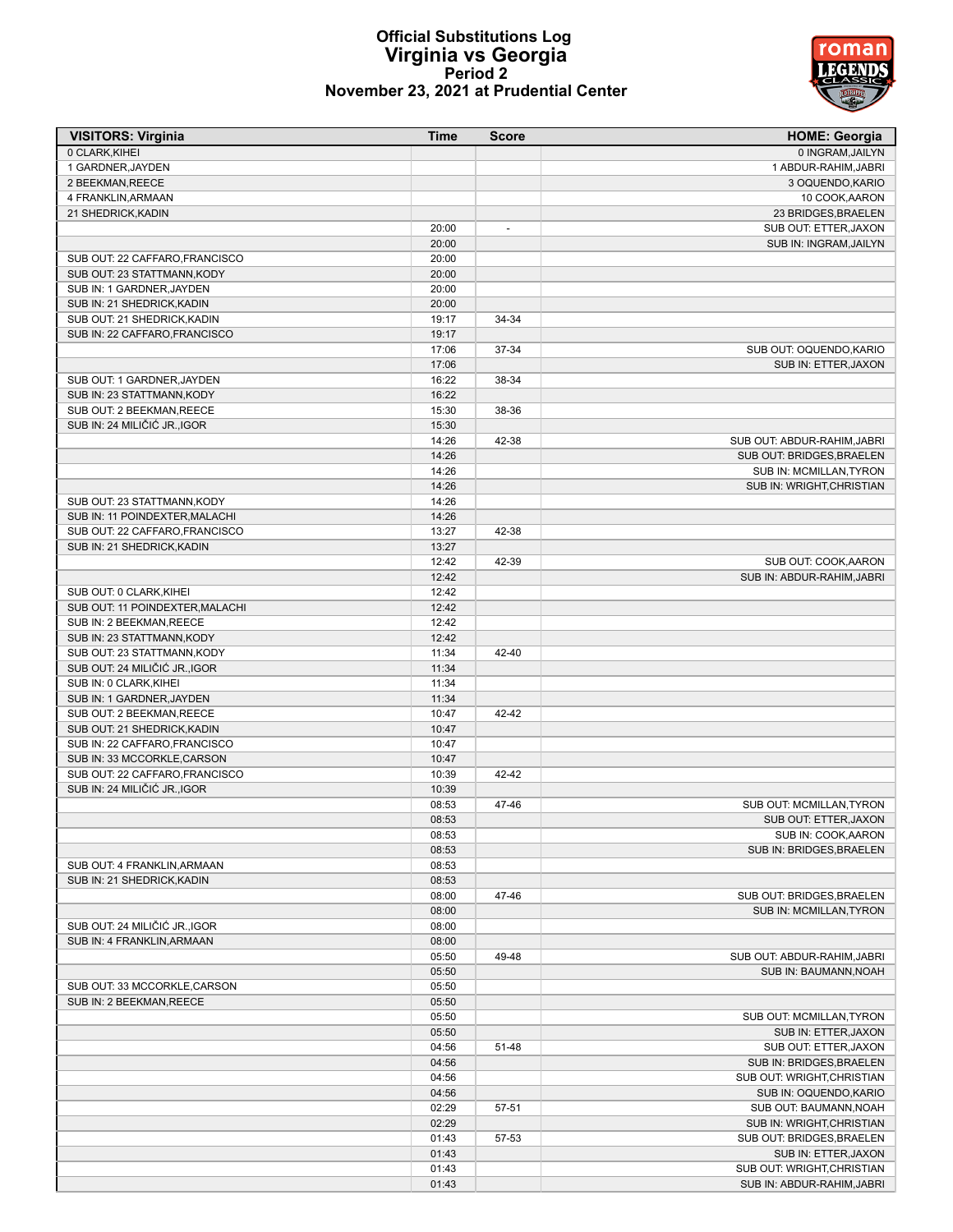# Official Substitutions Log
# Virginia vs Georgia
## Period 2
## November 23, 2021 at Prudential Center

| VISITORS: Virginia | Time | Score | HOME: Georgia |
|---|---|---|---|
| 0 CLARK,KIHEI | | | 0 INGRAM,JAILYN |
| 1 GARDNER,JAYDEN | | | 1 ABDUR-RAHIM,JABRI |
| 2 BEEKMAN,REECE | | | 3 OQUENDO,KARIO |
| 4 FRANKLIN,ARMAAN | | | 10 COOK,AARON |
| 21 SHEDRICK,KADIN | | | 23 BRIDGES,BRAELEN |
| | 20:00 | - | SUB OUT: ETTER,JAXON |
| | 20:00 | | SUB IN: INGRAM,JAILYN |
| SUB OUT: 22 CAFFARO,FRANCISCO | 20:00 | | |
| SUB OUT: 23 STATTMANN,KODY | 20:00 | | |
| SUB IN: 1 GARDNER,JAYDEN | 20:00 | | |
| SUB IN: 21 SHEDRICK,KADIN | 20:00 | | |
| SUB OUT: 21 SHEDRICK,KADIN | 19:17 | 34-34 | |
| SUB IN: 22 CAFFARO,FRANCISCO | 19:17 | | |
| | 17:06 | 37-34 | SUB OUT: OQUENDO,KARIO |
| | 17:06 | | SUB IN: ETTER,JAXON |
| SUB OUT: 1 GARDNER,JAYDEN | 16:22 | 38-34 | |
| SUB IN: 23 STATTMANN,KODY | 16:22 | | |
| SUB OUT: 2 BEEKMAN,REECE | 15:30 | 38-36 | |
| SUB IN: 24 MILIČIĆ JR.,IGOR | 15:30 | | |
| | 14:26 | 42-38 | SUB OUT: ABDUR-RAHIM,JABRI |
| | 14:26 | | SUB OUT: BRIDGES,BRAELEN |
| | 14:26 | | SUB IN: MCMILLAN,TYRON |
| | 14:26 | | SUB IN: WRIGHT,CHRISTIAN |
| SUB OUT: 23 STATTMANN,KODY | 14:26 | | |
| SUB IN: 11 POINDEXTER,MALACHI | 14:26 | | |
| SUB OUT: 22 CAFFARO,FRANCISCO | 13:27 | 42-38 | |
| SUB IN: 21 SHEDRICK,KADIN | 13:27 | | |
| | 12:42 | 42-39 | SUB OUT: COOK,AARON |
| | 12:42 | | SUB IN: ABDUR-RAHIM,JABRI |
| SUB OUT: 0 CLARK,KIHEI | 12:42 | | |
| SUB OUT: 11 POINDEXTER,MALACHI | 12:42 | | |
| SUB IN: 2 BEEKMAN,REECE | 12:42 | | |
| SUB IN: 23 STATTMANN,KODY | 12:42 | | |
| SUB OUT: 23 STATTMANN,KODY | 11:34 | 42-40 | |
| SUB OUT: 24 MILIČIĆ JR.,IGOR | 11:34 | | |
| SUB IN: 0 CLARK,KIHEI | 11:34 | | |
| SUB IN: 1 GARDNER,JAYDEN | 11:34 | | |
| SUB OUT: 2 BEEKMAN,REECE | 10:47 | 42-42 | |
| SUB OUT: 21 SHEDRICK,KADIN | 10:47 | | |
| SUB IN: 22 CAFFARO,FRANCISCO | 10:47 | | |
| SUB IN: 33 MCCORKLE,CARSON | 10:47 | | |
| SUB OUT: 22 CAFFARO,FRANCISCO | 10:39 | 42-42 | |
| SUB IN: 24 MILIČIĆ JR.,IGOR | 10:39 | | |
| | 08:53 | 47-46 | SUB OUT: MCMILLAN,TYRON |
| | 08:53 | | SUB OUT: ETTER,JAXON |
| | 08:53 | | SUB IN: COOK,AARON |
| | 08:53 | | SUB IN: BRIDGES,BRAELEN |
| SUB OUT: 4 FRANKLIN,ARMAAN | 08:53 | | |
| SUB IN: 21 SHEDRICK,KADIN | 08:53 | | |
| | 08:00 | 47-46 | SUB OUT: BRIDGES,BRAELEN |
| | 08:00 | | SUB IN: MCMILLAN,TYRON |
| SUB OUT: 24 MILIČIĆ JR.,IGOR | 08:00 | | |
| SUB IN: 4 FRANKLIN,ARMAAN | 08:00 | | |
| | 05:50 | 49-48 | SUB OUT: ABDUR-RAHIM,JABRI |
| | 05:50 | | SUB IN: BAUMANN,NOAH |
| SUB OUT: 33 MCCORKLE,CARSON | 05:50 | | |
| SUB IN: 2 BEEKMAN,REECE | 05:50 | | |
| | 05:50 | | SUB OUT: MCMILLAN,TYRON |
| | 05:50 | | SUB IN: ETTER,JAXON |
| | 04:56 | 51-48 | SUB OUT: ETTER,JAXON |
| | 04:56 | | SUB IN: BRIDGES,BRAELEN |
| | 04:56 | | SUB OUT: WRIGHT,CHRISTIAN |
| | 04:56 | | SUB IN: OQUENDO,KARIO |
| | 02:29 | 57-51 | SUB OUT: BAUMANN,NOAH |
| | 02:29 | | SUB IN: WRIGHT,CHRISTIAN |
| | 01:43 | 57-53 | SUB OUT: BRIDGES,BRAELEN |
| | 01:43 | | SUB IN: ETTER,JAXON |
| | 01:43 | | SUB OUT: WRIGHT,CHRISTIAN |
| | 01:43 | | SUB IN: ABDUR-RAHIM,JABRI |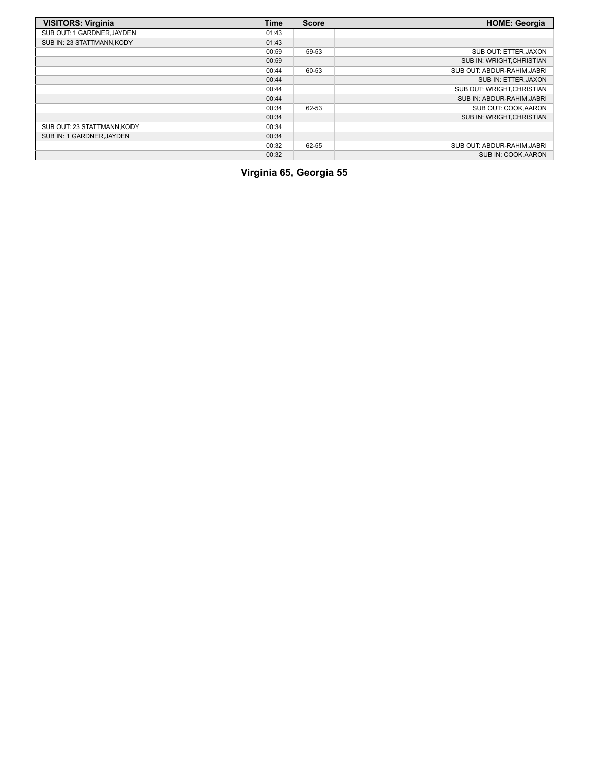| VISITORS: Virginia | Time | Score | HOME: Georgia |
|---|---|---|---|
| SUB OUT: 1 GARDNER,JAYDEN | 01:43 | | |
| SUB IN: 23 STATTMANN,KODY | 01:43 | | |
| | 00:59 | 59-53 | SUB OUT: ETTER,JAXON |
| | 00:59 | | SUB IN: WRIGHT,CHRISTIAN |
| | 00:44 | 60-53 | SUB OUT: ABDUR-RAHIM,JABRI |
| | 00:44 | | SUB IN: ETTER,JAXON |
| | 00:44 | | SUB OUT: WRIGHT,CHRISTIAN |
| | 00:44 | | SUB IN: ABDUR-RAHIM,JABRI |
| | 00:34 | 62-53 | SUB OUT: COOK,AARON |
| | 00:34 | | SUB IN: WRIGHT,CHRISTIAN |
| SUB OUT: 23 STATTMANN,KODY | 00:34 | | |
| SUB IN: 1 GARDNER,JAYDEN | 00:34 | | |
| | 00:32 | 62-55 | SUB OUT: ABDUR-RAHIM,JABRI |
| | 00:32 | | SUB IN: COOK,AARON |

**Virginia 65, Georgia 55**